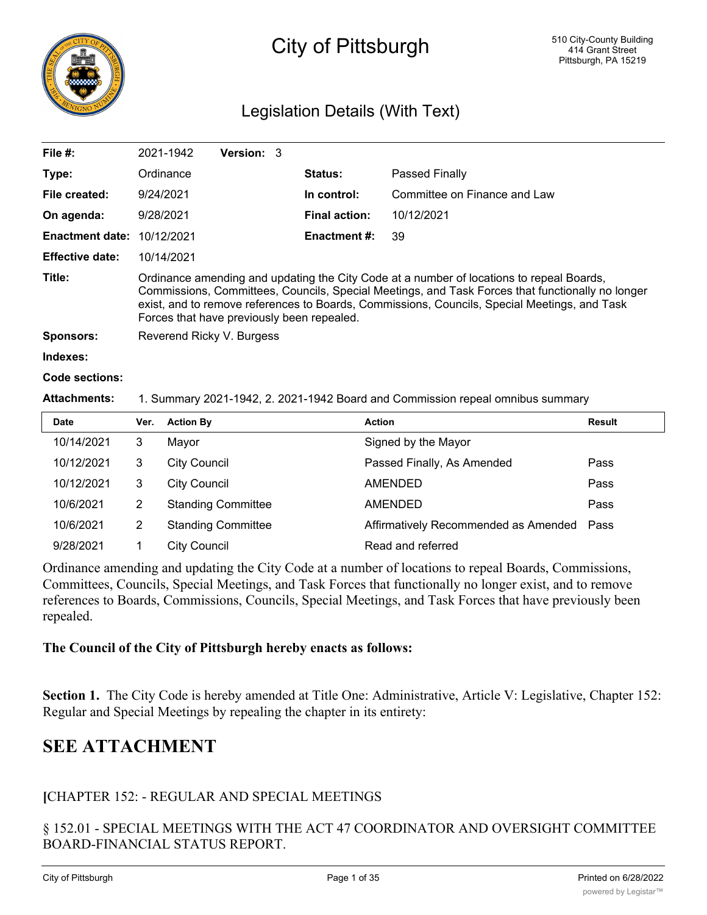# City of Pittsburgh

510 City-County Building
414 Grant Street
Pittsburgh, PA 15219

## Legislation Details (With Text)

| | | | |
|---|---|---|---|
| **File #:** | 2021-1942 **Version:** 3 | | |
| **Type:** | Ordinance | **Status:** | Passed Finally |
| **File created:** | 9/24/2021 | **In control:** | Committee on Finance and Law |
| **On agenda:** | 9/28/2021 | **Final action:** | 10/12/2021 |
| **Enactment date:** | 10/12/2021 | **Enactment #:** | 39 |
| **Effective date:** | 10/14/2021 | | |

**Title:** Ordinance amending and updating the City Code at a number of locations to repeal Boards, Commissions, Committees, Councils, Special Meetings, and Task Forces that functionally no longer exist, and to remove references to Boards, Commissions, Councils, Special Meetings, and Task Forces that have previously been repealed.

**Sponsors:** Reverend Ricky V. Burgess

**Indexes:**

**Code sections:**

**Attachments:** 1. Summary 2021-1942, 2. 2021-1942 Board and Commission repeal omnibus summary

| Date | Ver. | Action By | Action | Result |
|---|---|---|---|---|
| 10/14/2021 | 3 | Mayor | Signed by the Mayor | |
| 10/12/2021 | 3 | City Council | Passed Finally, As Amended | Pass |
| 10/12/2021 | 3 | City Council | AMENDED | Pass |
| 10/6/2021 | 2 | Standing Committee | AMENDED | Pass |
| 10/6/2021 | 2 | Standing Committee | Affirmatively Recommended as Amended | Pass |
| 9/28/2021 | 1 | City Council | Read and referred | |

Ordinance amending and updating the City Code at a number of locations to repeal Boards, Commissions, Committees, Councils, Special Meetings, and Task Forces that functionally no longer exist, and to remove references to Boards, Commissions, Councils, Special Meetings, and Task Forces that have previously been repealed.

**The Council of the City of Pittsburgh hereby enacts as follows:**

**Section 1.** The City Code is hereby amended at Title One: Administrative, Article V: Legislative, Chapter 152: Regular and Special Meetings by repealing the chapter in its entirety:

# SEE ATTACHMENT

[CHAPTER 152: - REGULAR AND SPECIAL MEETINGS

§ 152.01 - SPECIAL MEETINGS WITH THE ACT 47 COORDINATOR AND OVERSIGHT COMMITTEE BOARD-FINANCIAL STATUS REPORT.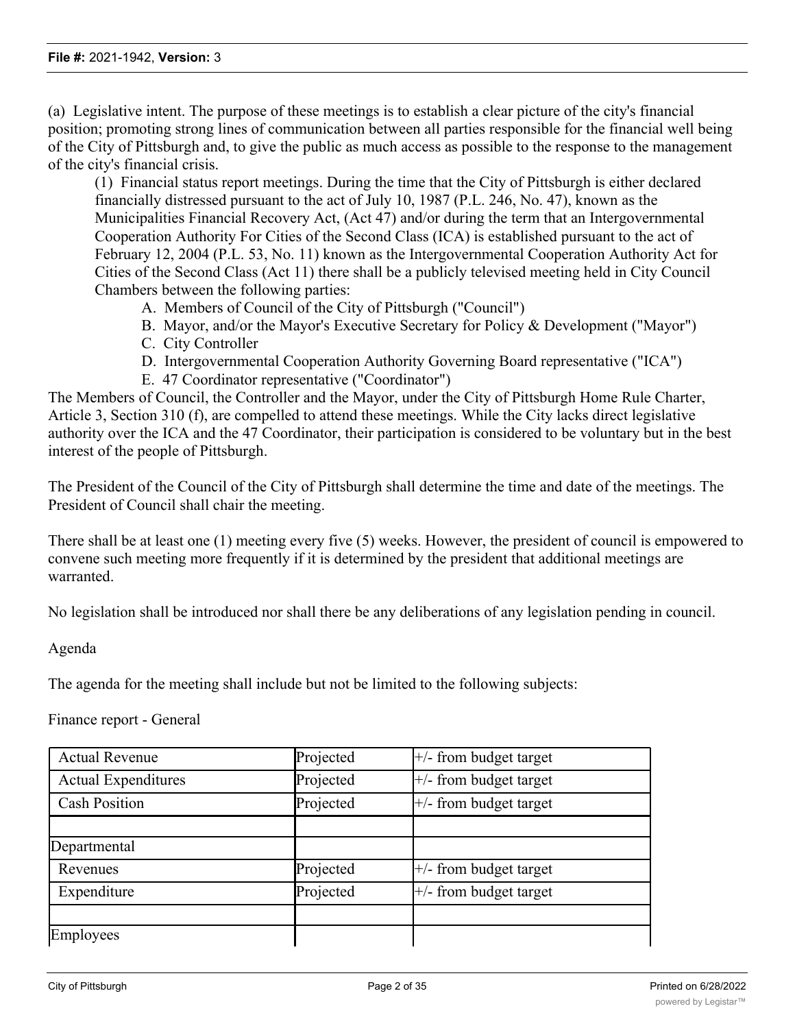(a) Legislative intent. The purpose of these meetings is to establish a clear picture of the city's financial position; promoting strong lines of communication between all parties responsible for the financial well being of the City of Pittsburgh and, to give the public as much access as possible to the response to the management of the city's financial crisis.

(1) Financial status report meetings. During the time that the City of Pittsburgh is either declared financially distressed pursuant to the act of July 10, 1987 (P.L. 246, No. 47), known as the Municipalities Financial Recovery Act, (Act 47) and/or during the term that an Intergovernmental Cooperation Authority For Cities of the Second Class (ICA) is established pursuant to the act of February 12, 2004 (P.L. 53, No. 11) known as the Intergovernmental Cooperation Authority Act for Cities of the Second Class (Act 11) there shall be a publicly televised meeting held in City Council Chambers between the following parties:

A. Members of Council of the City of Pittsburgh ("Council")
B. Mayor, and/or the Mayor's Executive Secretary for Policy & Development ("Mayor")
C. City Controller
D. Intergovernmental Cooperation Authority Governing Board representative ("ICA")
E. 47 Coordinator representative ("Coordinator")

The Members of Council, the Controller and the Mayor, under the City of Pittsburgh Home Rule Charter, Article 3, Section 310 (f), are compelled to attend these meetings. While the City lacks direct legislative authority over the ICA and the 47 Coordinator, their participation is considered to be voluntary but in the best interest of the people of Pittsburgh.

The President of the Council of the City of Pittsburgh shall determine the time and date of the meetings. The President of Council shall chair the meeting.

There shall be at least one (1) meeting every five (5) weeks. However, the president of council is empowered to convene such meeting more frequently if it is determined by the president that additional meetings are warranted.

No legislation shall be introduced nor shall there be any deliberations of any legislation pending in council.

Agenda

The agenda for the meeting shall include but not be limited to the following subjects:

Finance report - General

| | | |
|---|---|---|
| Actual Revenue | Projected | +/- from budget target |
| Actual Expenditures | Projected | +/- from budget target |
| Cash Position | Projected | +/- from budget target |
| | | |
| Departmental | | |
| Revenues | Projected | +/- from budget target |
| Expenditure | Projected | +/- from budget target |
| | | |
| Employees | | |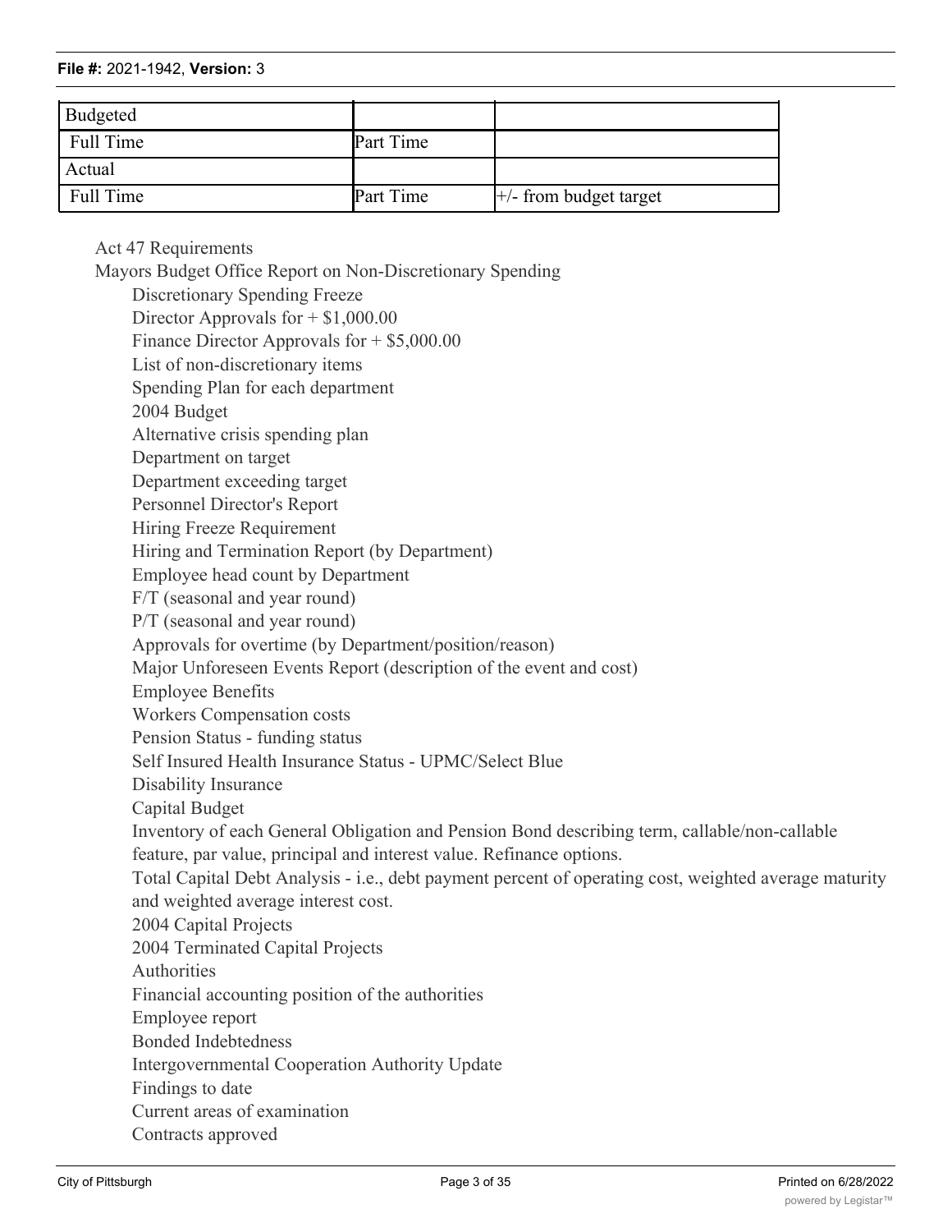| | | |
|---|---|---|
| Budgeted | | |
| Full Time | Part Time | |
| Actual | | |
| Full Time | Part Time | +/- from budget target |

Act 47 Requirements

Mayors Budget Office Report on Non-Discretionary Spending

Discretionary Spending Freeze

Director Approvals for + $1,000.00

Finance Director Approvals for + $5,000.00

List of non-discretionary items

Spending Plan for each department

2004 Budget

Alternative crisis spending plan

Department on target

Department exceeding target

Personnel Director's Report

Hiring Freeze Requirement

Hiring and Termination Report (by Department)

Employee head count by Department

F/T (seasonal and year round)

P/T (seasonal and year round)

Approvals for overtime (by Department/position/reason)

Major Unforeseen Events Report (description of the event and cost)

Employee Benefits

Workers Compensation costs

Pension Status - funding status

Self Insured Health Insurance Status - UPMC/Select Blue

Disability Insurance

Capital Budget

Inventory of each General Obligation and Pension Bond describing term, callable/non-callable feature, par value, principal and interest value. Refinance options.

Total Capital Debt Analysis - i.e., debt payment percent of operating cost, weighted average maturity and weighted average interest cost.

2004 Capital Projects

2004 Terminated Capital Projects

Authorities

Financial accounting position of the authorities

Employee report

Bonded Indebtedness

Intergovernmental Cooperation Authority Update

Findings to date

Current areas of examination

Contracts approved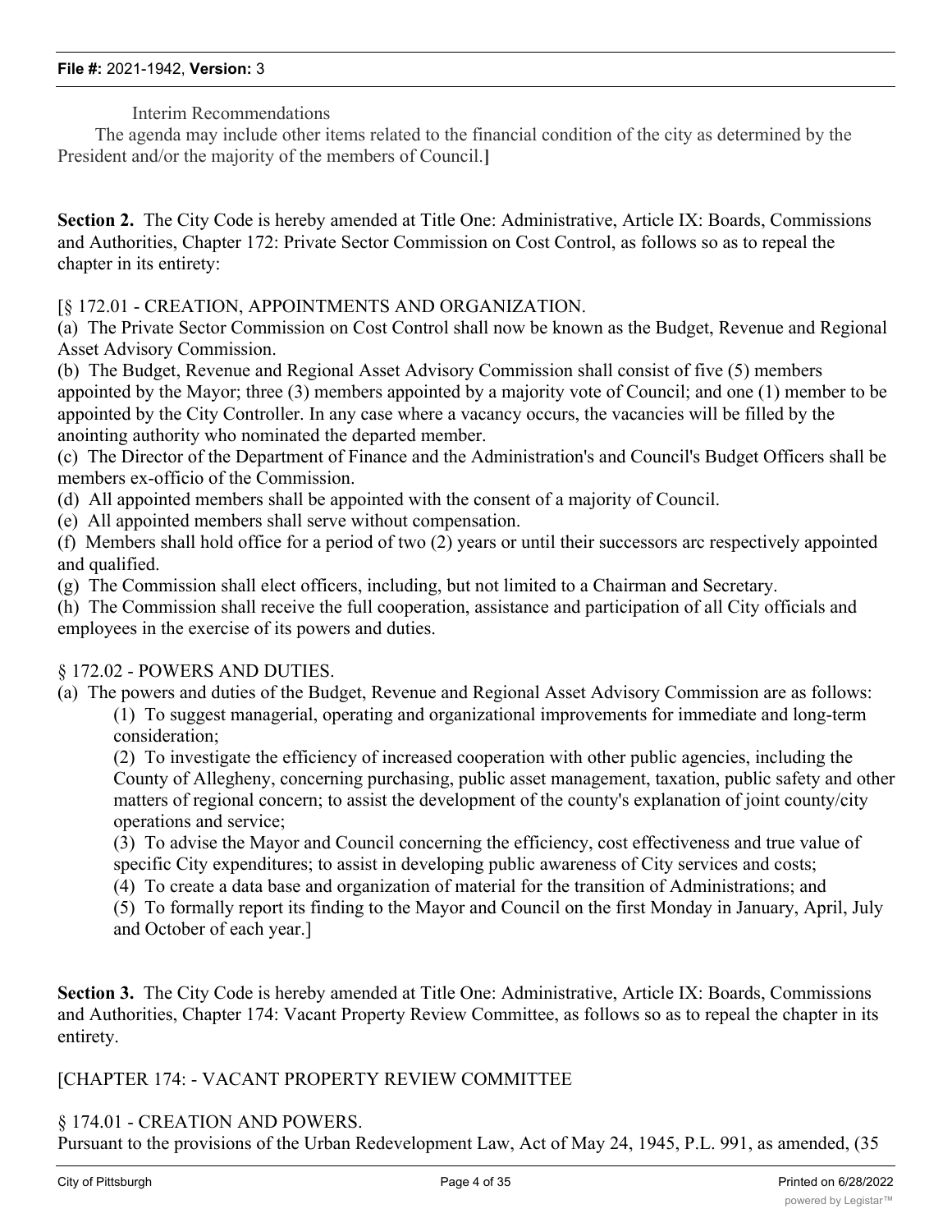Interim Recommendations

The agenda may include other items related to the financial condition of the city as determined by the President and/or the majority of the members of Council.**]**

**Section 2.** The City Code is hereby amended at Title One: Administrative, Article IX: Boards, Commissions and Authorities, Chapter 172: Private Sector Commission on Cost Control, as follows so as to repeal the chapter in its entirety:

[§ 172.01 - CREATION, APPOINTMENTS AND ORGANIZATION.

(a) The Private Sector Commission on Cost Control shall now be known as the Budget, Revenue and Regional Asset Advisory Commission.

(b) The Budget, Revenue and Regional Asset Advisory Commission shall consist of five (5) members appointed by the Mayor; three (3) members appointed by a majority vote of Council; and one (1) member to be appointed by the City Controller. In any case where a vacancy occurs, the vacancies will be filled by the anointing authority who nominated the departed member.

(c) The Director of the Department of Finance and the Administration's and Council's Budget Officers shall be members ex-officio of the Commission.

(d) All appointed members shall be appointed with the consent of a majority of Council.

(e) All appointed members shall serve without compensation.

(f) Members shall hold office for a period of two (2) years or until their successors arc respectively appointed and qualified.

(g) The Commission shall elect officers, including, but not limited to a Chairman and Secretary.

(h) The Commission shall receive the full cooperation, assistance and participation of all City officials and employees in the exercise of its powers and duties.

§ 172.02 - POWERS AND DUTIES.

(a) The powers and duties of the Budget, Revenue and Regional Asset Advisory Commission are as follows:

(1) To suggest managerial, operating and organizational improvements for immediate and long-term consideration;

(2) To investigate the efficiency of increased cooperation with other public agencies, including the County of Allegheny, concerning purchasing, public asset management, taxation, public safety and other matters of regional concern; to assist the development of the county's explanation of joint county/city operations and service;

(3) To advise the Mayor and Council concerning the efficiency, cost effectiveness and true value of specific City expenditures; to assist in developing public awareness of City services and costs;

(4) To create a data base and organization of material for the transition of Administrations; and

(5) To formally report its finding to the Mayor and Council on the first Monday in January, April, July and October of each year.]

**Section 3.** The City Code is hereby amended at Title One: Administrative, Article IX: Boards, Commissions and Authorities, Chapter 174: Vacant Property Review Committee, as follows so as to repeal the chapter in its entirety.

[CHAPTER 174: - VACANT PROPERTY REVIEW COMMITTEE

§ 174.01 - CREATION AND POWERS.

Pursuant to the provisions of the Urban Redevelopment Law, Act of May 24, 1945, P.L. 991, as amended, (35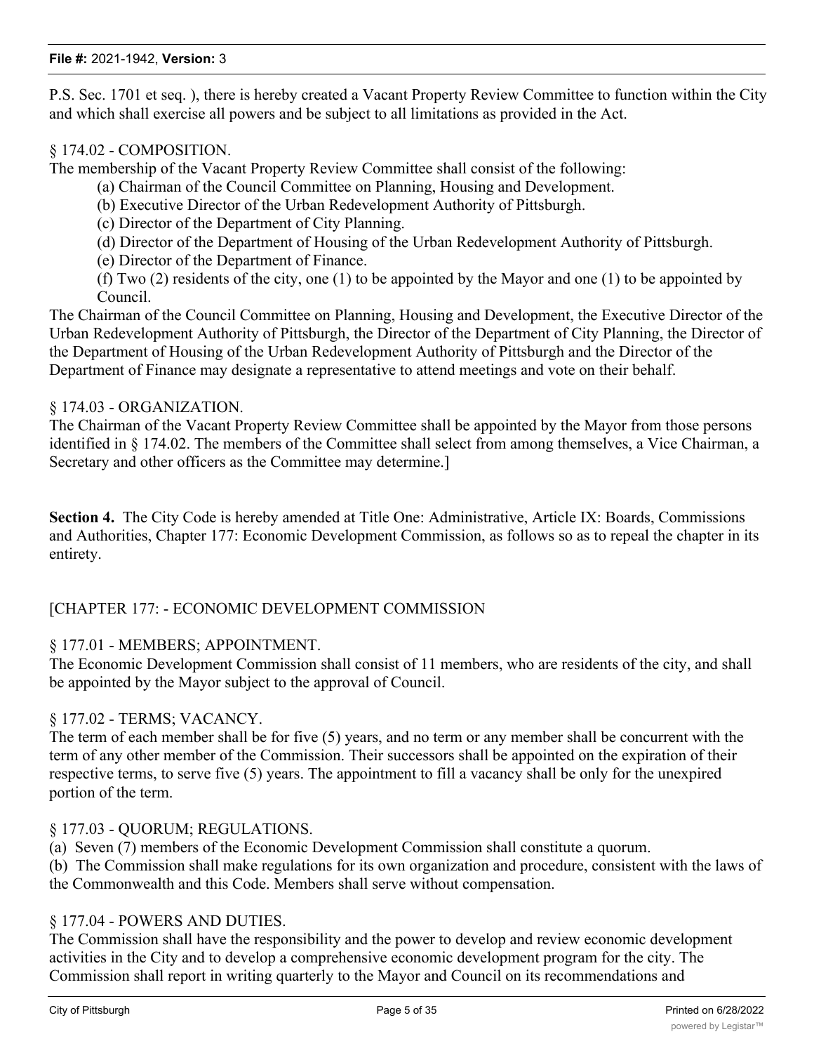P.S. Sec. 1701 et seq. ), there is hereby created a Vacant Property Review Committee to function within the City and which shall exercise all powers and be subject to all limitations as provided in the Act.

§ 174.02 - COMPOSITION.

The membership of the Vacant Property Review Committee shall consist of the following:

(a) Chairman of the Council Committee on Planning, Housing and Development.

(b) Executive Director of the Urban Redevelopment Authority of Pittsburgh.

(c) Director of the Department of City Planning.

(d) Director of the Department of Housing of the Urban Redevelopment Authority of Pittsburgh.

(e) Director of the Department of Finance.

(f) Two (2) residents of the city, one (1) to be appointed by the Mayor and one (1) to be appointed by Council.

The Chairman of the Council Committee on Planning, Housing and Development, the Executive Director of the Urban Redevelopment Authority of Pittsburgh, the Director of the Department of City Planning, the Director of the Department of Housing of the Urban Redevelopment Authority of Pittsburgh and the Director of the Department of Finance may designate a representative to attend meetings and vote on their behalf.

§ 174.03 - ORGANIZATION.

The Chairman of the Vacant Property Review Committee shall be appointed by the Mayor from those persons identified in § 174.02. The members of the Committee shall select from among themselves, a Vice Chairman, a Secretary and other officers as the Committee may determine.]

**Section 4.** The City Code is hereby amended at Title One: Administrative, Article IX: Boards, Commissions and Authorities, Chapter 177: Economic Development Commission, as follows so as to repeal the chapter in its entirety.

[CHAPTER 177: - ECONOMIC DEVELOPMENT COMMISSION

§ 177.01 - MEMBERS; APPOINTMENT.

The Economic Development Commission shall consist of 11 members, who are residents of the city, and shall be appointed by the Mayor subject to the approval of Council.

§ 177.02 - TERMS; VACANCY.

The term of each member shall be for five (5) years, and no term or any member shall be concurrent with the term of any other member of the Commission. Their successors shall be appointed on the expiration of their respective terms, to serve five (5) years. The appointment to fill a vacancy shall be only for the unexpired portion of the term.

§ 177.03 - QUORUM; REGULATIONS.

(a) Seven (7) members of the Economic Development Commission shall constitute a quorum.

(b) The Commission shall make regulations for its own organization and procedure, consistent with the laws of the Commonwealth and this Code. Members shall serve without compensation.

§ 177.04 - POWERS AND DUTIES.

The Commission shall have the responsibility and the power to develop and review economic development activities in the City and to develop a comprehensive economic development program for the city. The Commission shall report in writing quarterly to the Mayor and Council on its recommendations and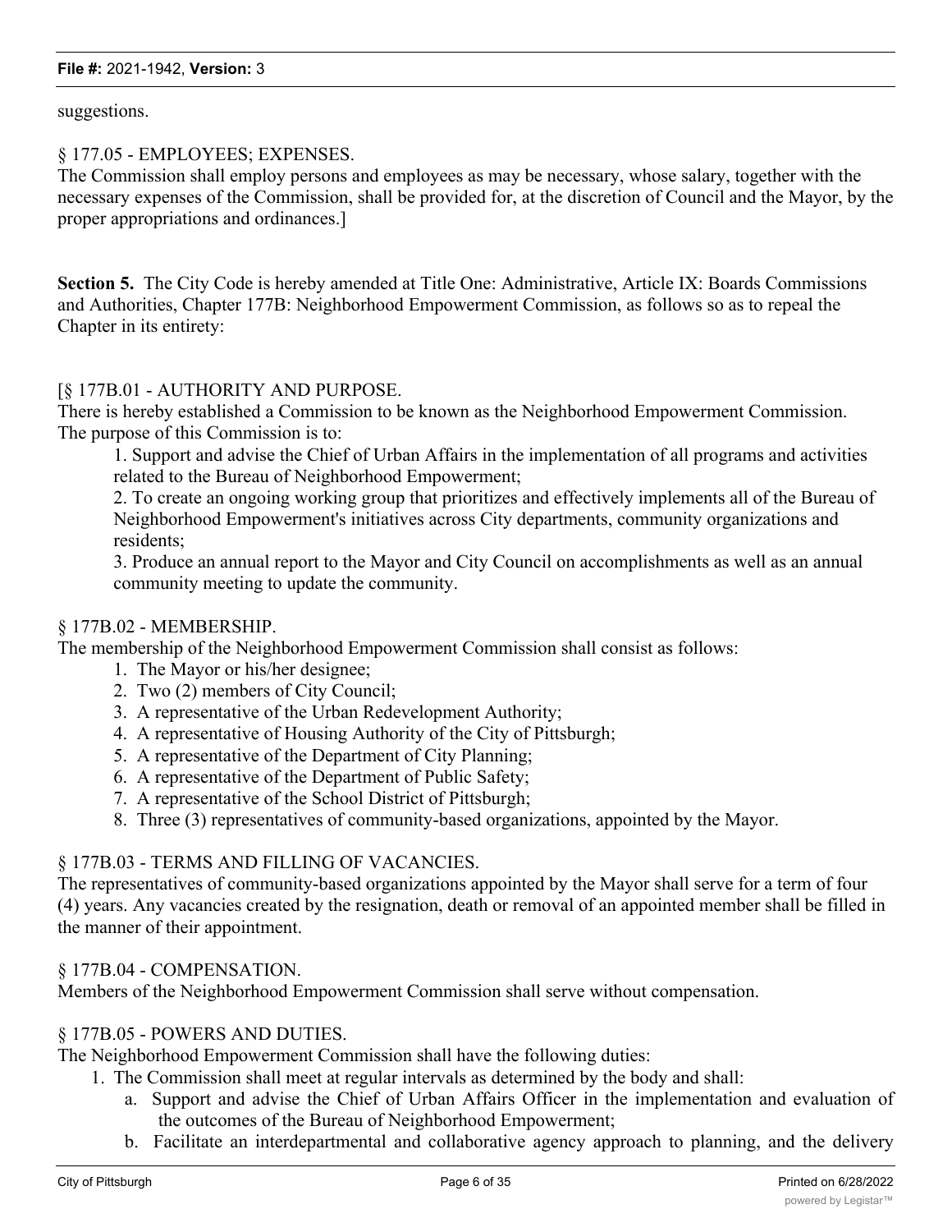suggestions.

§ 177.05 - EMPLOYEES; EXPENSES.
The Commission shall employ persons and employees as may be necessary, whose salary, together with the necessary expenses of the Commission, shall be provided for, at the discretion of Council and the Mayor, by the proper appropriations and ordinances.]

**Section 5.** The City Code is hereby amended at Title One: Administrative, Article IX: Boards Commissions and Authorities, Chapter 177B: Neighborhood Empowerment Commission, as follows so as to repeal the Chapter in its entirety:

[§ 177B.01 - AUTHORITY AND PURPOSE.
There is hereby established a Commission to be known as the Neighborhood Empowerment Commission. The purpose of this Commission is to:

1. Support and advise the Chief of Urban Affairs in the implementation of all programs and activities related to the Bureau of Neighborhood Empowerment;
2. To create an ongoing working group that prioritizes and effectively implements all of the Bureau of Neighborhood Empowerment's initiatives across City departments, community organizations and residents;
3. Produce an annual report to the Mayor and City Council on accomplishments as well as an annual community meeting to update the community.

§ 177B.02 - MEMBERSHIP.
The membership of the Neighborhood Empowerment Commission shall consist as follows:

1. The Mayor or his/her designee;
2. Two (2) members of City Council;
3. A representative of the Urban Redevelopment Authority;
4. A representative of Housing Authority of the City of Pittsburgh;
5. A representative of the Department of City Planning;
6. A representative of the Department of Public Safety;
7. A representative of the School District of Pittsburgh;
8. Three (3) representatives of community-based organizations, appointed by the Mayor.

§ 177B.03 - TERMS AND FILLING OF VACANCIES.
The representatives of community-based organizations appointed by the Mayor shall serve for a term of four (4) years. Any vacancies created by the resignation, death or removal of an appointed member shall be filled in the manner of their appointment.

§ 177B.04 - COMPENSATION.
Members of the Neighborhood Empowerment Commission shall serve without compensation.

§ 177B.05 - POWERS AND DUTIES.
The Neighborhood Empowerment Commission shall have the following duties:

1. The Commission shall meet at regular intervals as determined by the body and shall:
   a. Support and advise the Chief of Urban Affairs Officer in the implementation and evaluation of the outcomes of the Bureau of Neighborhood Empowerment;
   b. Facilitate an interdepartmental and collaborative agency approach to planning, and the delivery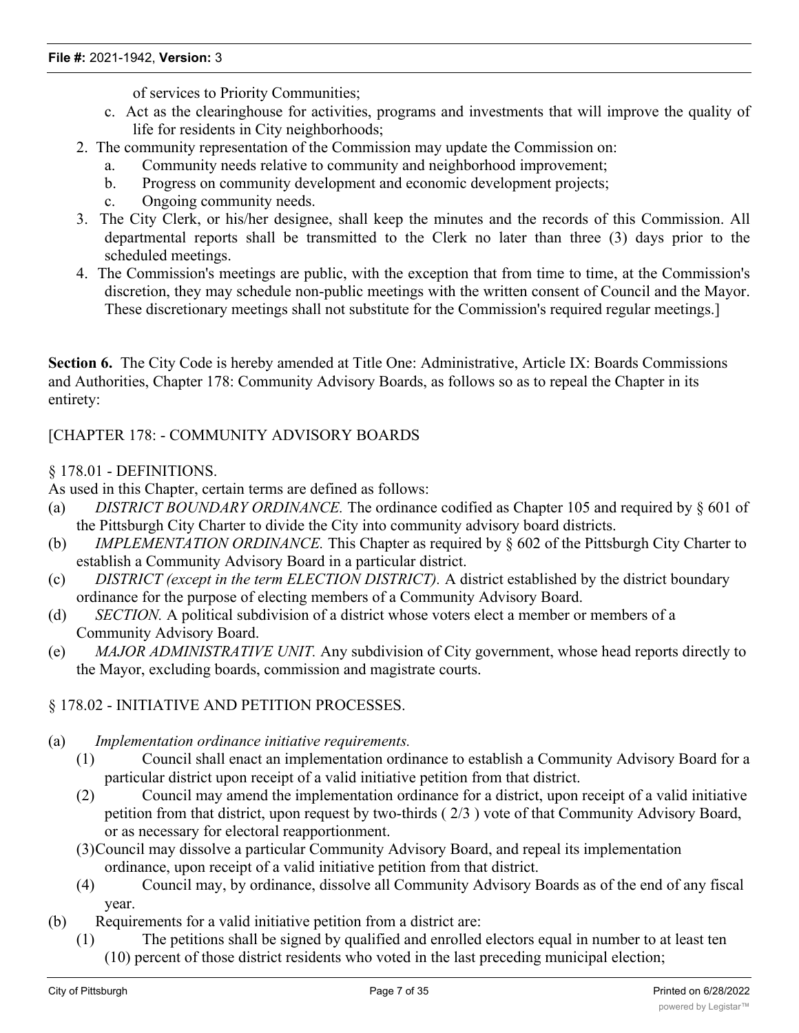of services to Priority Communities;

c. Act as the clearinghouse for activities, programs and investments that will improve the quality of life for residents in City neighborhoods;

2. The community representation of the Commission may update the Commission on:
   a. Community needs relative to community and neighborhood improvement;
   b. Progress on community development and economic development projects;
   c. Ongoing community needs.
3. The City Clerk, or his/her designee, shall keep the minutes and the records of this Commission. All departmental reports shall be transmitted to the Clerk no later than three (3) days prior to the scheduled meetings.
4. The Commission's meetings are public, with the exception that from time to time, at the Commission's discretion, they may schedule non-public meetings with the written consent of Council and the Mayor. These discretionary meetings shall not substitute for the Commission's required regular meetings.]

**Section 6.** The City Code is hereby amended at Title One: Administrative, Article IX: Boards Commissions and Authorities, Chapter 178: Community Advisory Boards, as follows so as to repeal the Chapter in its entirety:

[CHAPTER 178: - COMMUNITY ADVISORY BOARDS

§ 178.01 - DEFINITIONS.

As used in this Chapter, certain terms are defined as follows:

(a) *DISTRICT BOUNDARY ORDINANCE.* The ordinance codified as Chapter 105 and required by § 601 of the Pittsburgh City Charter to divide the City into community advisory board districts.

(b) *IMPLEMENTATION ORDINANCE.* This Chapter as required by § 602 of the Pittsburgh City Charter to establish a Community Advisory Board in a particular district.

(c) *DISTRICT (except in the term ELECTION DISTRICT).* A district established by the district boundary ordinance for the purpose of electing members of a Community Advisory Board.

(d) *SECTION.* A political subdivision of a district whose voters elect a member or members of a Community Advisory Board.

(e) *MAJOR ADMINISTRATIVE UNIT.* Any subdivision of City government, whose head reports directly to the Mayor, excluding boards, commission and magistrate courts.

§ 178.02 - INITIATIVE AND PETITION PROCESSES.

(a) *Implementation ordinance initiative requirements.*

(1) Council shall enact an implementation ordinance to establish a Community Advisory Board for a particular district upon receipt of a valid initiative petition from that district.

(2) Council may amend the implementation ordinance for a district, upon receipt of a valid initiative petition from that district, upon request by two-thirds ( 2/3 ) vote of that Community Advisory Board, or as necessary for electoral reapportionment.

(3) Council may dissolve a particular Community Advisory Board, and repeal its implementation ordinance, upon receipt of a valid initiative petition from that district.

(4) Council may, by ordinance, dissolve all Community Advisory Boards as of the end of any fiscal year.

(b) Requirements for a valid initiative petition from a district are:

(1) The petitions shall be signed by qualified and enrolled electors equal in number to at least ten (10) percent of those district residents who voted in the last preceding municipal election;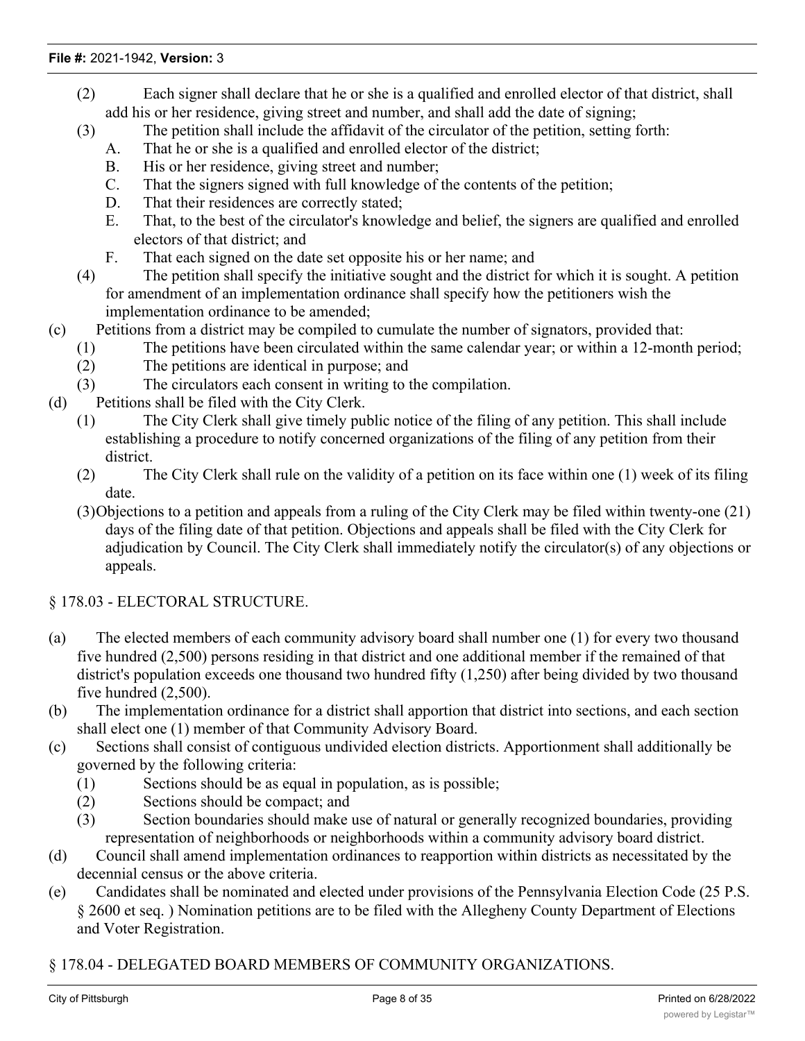(2) Each signer shall declare that he or she is a qualified and enrolled elector of that district, shall add his or her residence, giving street and number, and shall add the date of signing;

(3) The petition shall include the affidavit of the circulator of the petition, setting forth:

A. That he or she is a qualified and enrolled elector of the district;

B. His or her residence, giving street and number;

C. That the signers signed with full knowledge of the contents of the petition;

D. That their residences are correctly stated;

E. That, to the best of the circulator's knowledge and belief, the signers are qualified and enrolled electors of that district; and

F. That each signed on the date set opposite his or her name; and

(4) The petition shall specify the initiative sought and the district for which it is sought. A petition for amendment of an implementation ordinance shall specify how the petitioners wish the implementation ordinance to be amended;

(c) Petitions from a district may be compiled to cumulate the number of signators, provided that:

(1) The petitions have been circulated within the same calendar year; or within a 12-month period;

(2) The petitions are identical in purpose; and

(3) The circulators each consent in writing to the compilation.

(d) Petitions shall be filed with the City Clerk.

(1) The City Clerk shall give timely public notice of the filing of any petition. This shall include establishing a procedure to notify concerned organizations of the filing of any petition from their district.

(2) The City Clerk shall rule on the validity of a petition on its face within one (1) week of its filing date.

(3) Objections to a petition and appeals from a ruling of the City Clerk may be filed within twenty-one (21) days of the filing date of that petition. Objections and appeals shall be filed with the City Clerk for adjudication by Council. The City Clerk shall immediately notify the circulator(s) of any objections or appeals.

## § 178.03 - ELECTORAL STRUCTURE.

(a) The elected members of each community advisory board shall number one (1) for every two thousand five hundred (2,500) persons residing in that district and one additional member if the remained of that district's population exceeds one thousand two hundred fifty (1,250) after being divided by two thousand five hundred (2,500).

(b) The implementation ordinance for a district shall apportion that district into sections, and each section shall elect one (1) member of that Community Advisory Board.

(c) Sections shall consist of contiguous undivided election districts. Apportionment shall additionally be governed by the following criteria:

(1) Sections should be as equal in population, as is possible;

(2) Sections should be compact; and

(3) Section boundaries should make use of natural or generally recognized boundaries, providing representation of neighborhoods or neighborhoods within a community advisory board district.

(d) Council shall amend implementation ordinances to reapportion within districts as necessitated by the decennial census or the above criteria.

(e) Candidates shall be nominated and elected under provisions of the Pennsylvania Election Code (25 P.S. § 2600 et seq. ) Nomination petitions are to be filed with the Allegheny County Department of Elections and Voter Registration.

## § 178.04 - DELEGATED BOARD MEMBERS OF COMMUNITY ORGANIZATIONS.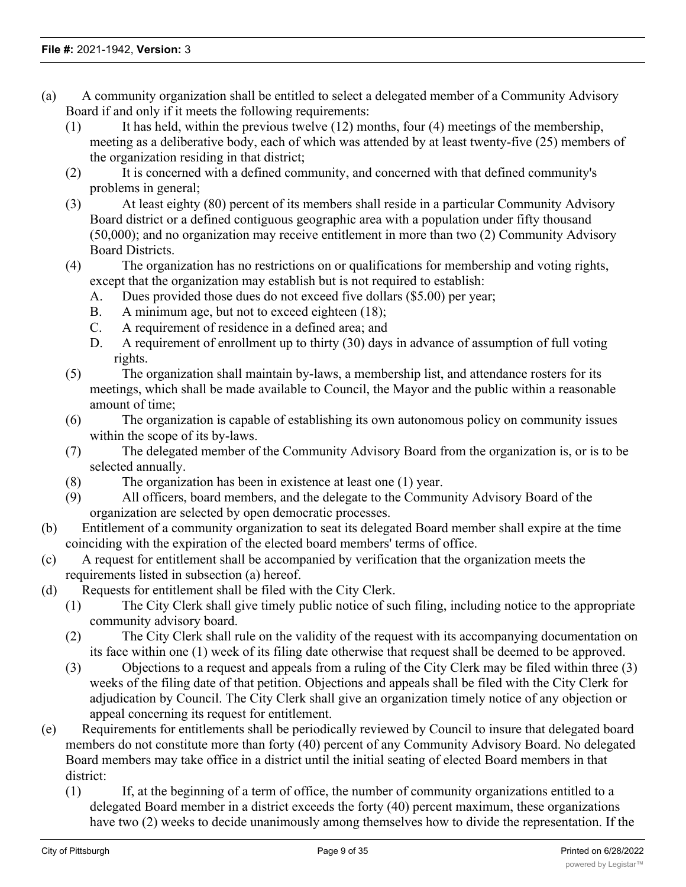(a) A community organization shall be entitled to select a delegated member of a Community Advisory Board if and only if it meets the following requirements:

   (1) It has held, within the previous twelve (12) months, four (4) meetings of the membership, meeting as a deliberative body, each of which was attended by at least twenty-five (25) members of the organization residing in that district;

   (2) It is concerned with a defined community, and concerned with that defined community's problems in general;

   (3) At least eighty (80) percent of its members shall reside in a particular Community Advisory Board district or a defined contiguous geographic area with a population under fifty thousand (50,000); and no organization may receive entitlement in more than two (2) Community Advisory Board Districts.

   (4) The organization has no restrictions on or qualifications for membership and voting rights, except that the organization may establish but is not required to establish:

      A. Dues provided those dues do not exceed five dollars ($5.00) per year;

      B. A minimum age, but not to exceed eighteen (18);

      C. A requirement of residence in a defined area; and

      D. A requirement of enrollment up to thirty (30) days in advance of assumption of full voting rights.

   (5) The organization shall maintain by-laws, a membership list, and attendance rosters for its meetings, which shall be made available to Council, the Mayor and the public within a reasonable amount of time;

   (6) The organization is capable of establishing its own autonomous policy on community issues within the scope of its by-laws.

   (7) The delegated member of the Community Advisory Board from the organization is, or is to be selected annually.

   (8) The organization has been in existence at least one (1) year.

   (9) All officers, board members, and the delegate to the Community Advisory Board of the organization are selected by open democratic processes.

(b) Entitlement of a community organization to seat its delegated Board member shall expire at the time coinciding with the expiration of the elected board members' terms of office.

(c) A request for entitlement shall be accompanied by verification that the organization meets the requirements listed in subsection (a) hereof.

(d) Requests for entitlement shall be filed with the City Clerk.

   (1) The City Clerk shall give timely public notice of such filing, including notice to the appropriate community advisory board.

   (2) The City Clerk shall rule on the validity of the request with its accompanying documentation on its face within one (1) week of its filing date otherwise that request shall be deemed to be approved.

   (3) Objections to a request and appeals from a ruling of the City Clerk may be filed within three (3) weeks of the filing date of that petition. Objections and appeals shall be filed with the City Clerk for adjudication by Council. The City Clerk shall give an organization timely notice of any objection or appeal concerning its request for entitlement.

(e) Requirements for entitlements shall be periodically reviewed by Council to insure that delegated board members do not constitute more than forty (40) percent of any Community Advisory Board. No delegated Board members may take office in a district until the initial seating of elected Board members in that district:

   (1) If, at the beginning of a term of office, the number of community organizations entitled to a delegated Board member in a district exceeds the forty (40) percent maximum, these organizations have two (2) weeks to decide unanimously among themselves how to divide the representation. If the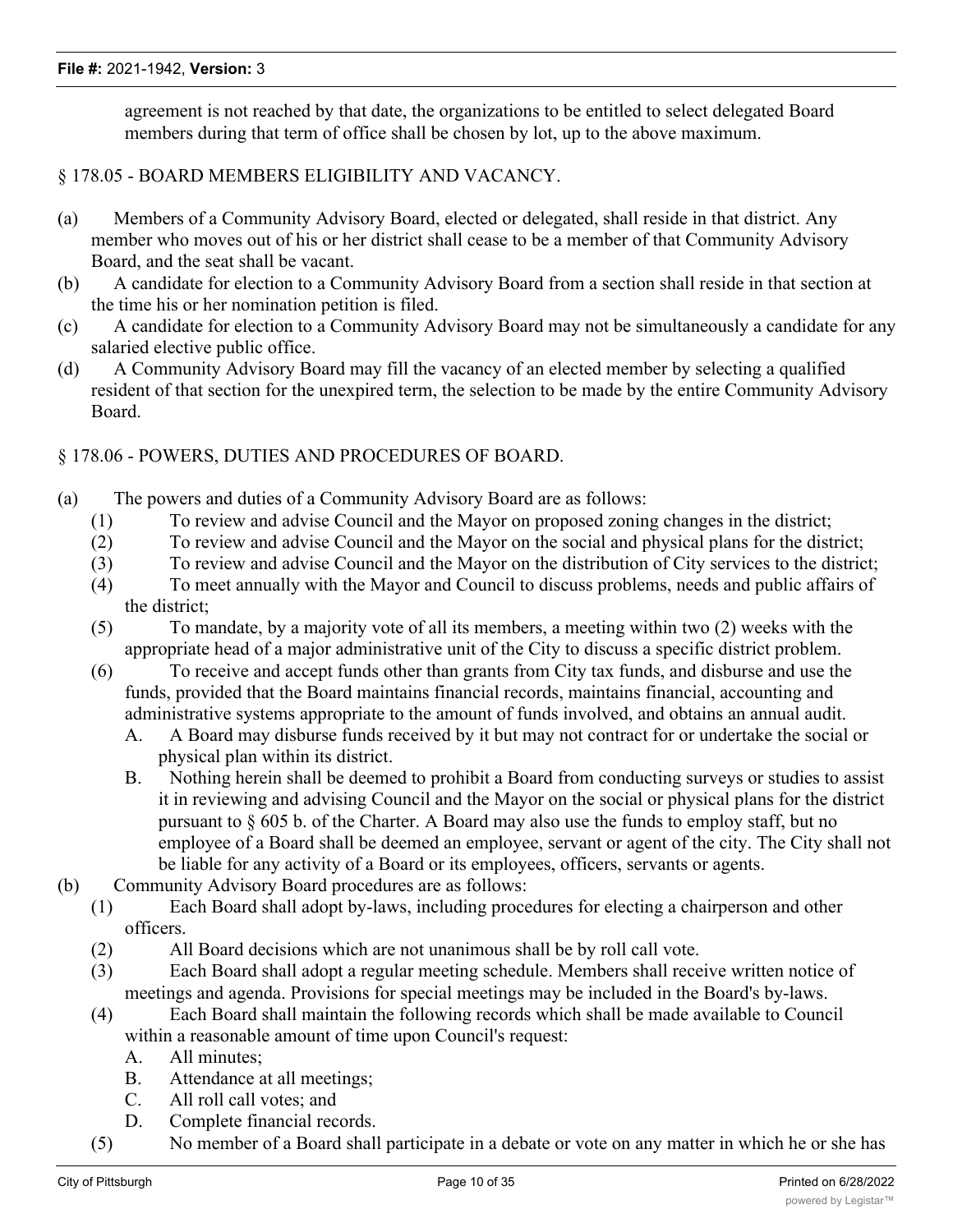agreement is not reached by that date, the organizations to be entitled to select delegated Board members during that term of office shall be chosen by lot, up to the above maximum.

## § 178.05 - BOARD MEMBERS ELIGIBILITY AND VACANCY.

(a) Members of a Community Advisory Board, elected or delegated, shall reside in that district. Any member who moves out of his or her district shall cease to be a member of that Community Advisory Board, and the seat shall be vacant.

(b) A candidate for election to a Community Advisory Board from a section shall reside in that section at the time his or her nomination petition is filed.

(c) A candidate for election to a Community Advisory Board may not be simultaneously a candidate for any salaried elective public office.

(d) A Community Advisory Board may fill the vacancy of an elected member by selecting a qualified resident of that section for the unexpired term, the selection to be made by the entire Community Advisory Board.

## § 178.06 - POWERS, DUTIES AND PROCEDURES OF BOARD.

(a) The powers and duties of a Community Advisory Board are as follows:

- (1) To review and advise Council and the Mayor on proposed zoning changes in the district;
- (2) To review and advise Council and the Mayor on the social and physical plans for the district;
- (3) To review and advise Council and the Mayor on the distribution of City services to the district;
- (4) To meet annually with the Mayor and Council to discuss problems, needs and public affairs of the district;
- (5) To mandate, by a majority vote of all its members, a meeting within two (2) weeks with the appropriate head of a major administrative unit of the City to discuss a specific district problem.
- (6) To receive and accept funds other than grants from City tax funds, and disburse and use the funds, provided that the Board maintains financial records, maintains financial, accounting and administrative systems appropriate to the amount of funds involved, and obtains an annual audit.
  - A. A Board may disburse funds received by it but may not contract for or undertake the social or physical plan within its district.
  - B. Nothing herein shall be deemed to prohibit a Board from conducting surveys or studies to assist it in reviewing and advising Council and the Mayor on the social or physical plans for the district pursuant to § 605 b. of the Charter. A Board may also use the funds to employ staff, but no employee of a Board shall be deemed an employee, servant or agent of the city. The City shall not be liable for any activity of a Board or its employees, officers, servants or agents.

(b) Community Advisory Board procedures are as follows:

- (1) Each Board shall adopt by-laws, including procedures for electing a chairperson and other officers.
- (2) All Board decisions which are not unanimous shall be by roll call vote.
- (3) Each Board shall adopt a regular meeting schedule. Members shall receive written notice of meetings and agenda. Provisions for special meetings may be included in the Board's by-laws.
- (4) Each Board shall maintain the following records which shall be made available to Council within a reasonable amount of time upon Council's request:
  - A. All minutes;
  - B. Attendance at all meetings;
  - C. All roll call votes; and
  - D. Complete financial records.
- (5) No member of a Board shall participate in a debate or vote on any matter in which he or she has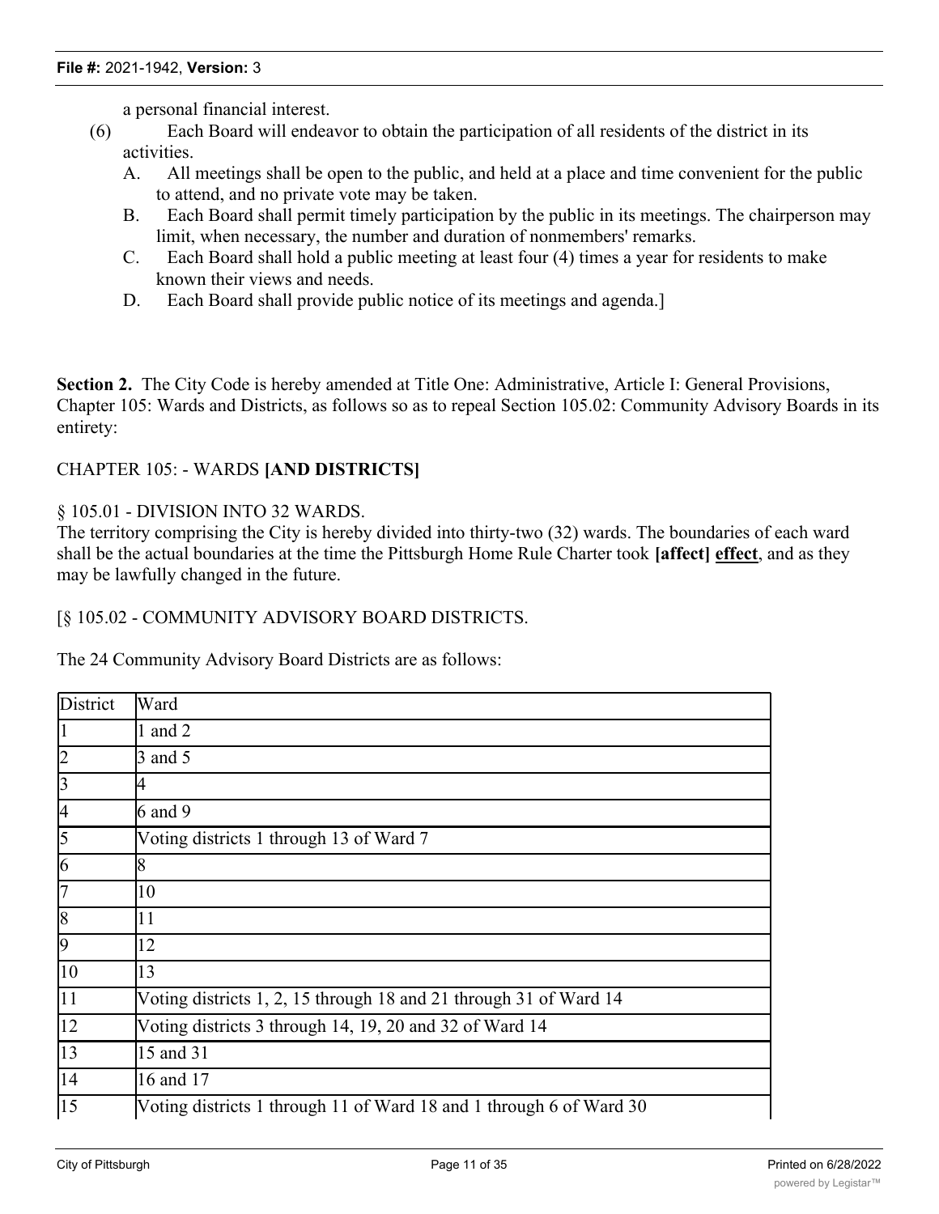a personal financial interest.

(6) Each Board will endeavor to obtain the participation of all residents of the district in its activities.

A. All meetings shall be open to the public, and held at a place and time convenient for the public to attend, and no private vote may be taken.

B. Each Board shall permit timely participation by the public in its meetings. The chairperson may limit, when necessary, the number and duration of nonmembers' remarks.

C. Each Board shall hold a public meeting at least four (4) times a year for residents to make known their views and needs.

D. Each Board shall provide public notice of its meetings and agenda.]

**Section 2.** The City Code is hereby amended at Title One: Administrative, Article I: General Provisions, Chapter 105: Wards and Districts, as follows so as to repeal Section 105.02: Community Advisory Boards in its entirety:

CHAPTER 105: - WARDS **[AND DISTRICTS]**

§ 105.01 - DIVISION INTO 32 WARDS.

The territory comprising the City is hereby divided into thirty-two (32) wards. The boundaries of each ward shall be the actual boundaries at the time the Pittsburgh Home Rule Charter took **[affect]** **<u>effect</u>**, and as they may be lawfully changed in the future.

[§ 105.02 - COMMUNITY ADVISORY BOARD DISTRICTS.

The 24 Community Advisory Board Districts are as follows:

| District | Ward |
|---|---|
| 1 | 1 and 2 |
| 2 | 3 and 5 |
| 3 | 4 |
| 4 | 6 and 9 |
| 5 | Voting districts 1 through 13 of Ward 7 |
| 6 | 8 |
| 7 | 10 |
| 8 | 11 |
| 9 | 12 |
| 10 | 13 |
| 11 | Voting districts 1, 2, 15 through 18 and 21 through 31 of Ward 14 |
| 12 | Voting districts 3 through 14, 19, 20 and 32 of Ward 14 |
| 13 | 15 and 31 |
| 14 | 16 and 17 |
| 15 | Voting districts 1 through 11 of Ward 18 and 1 through 6 of Ward 30 |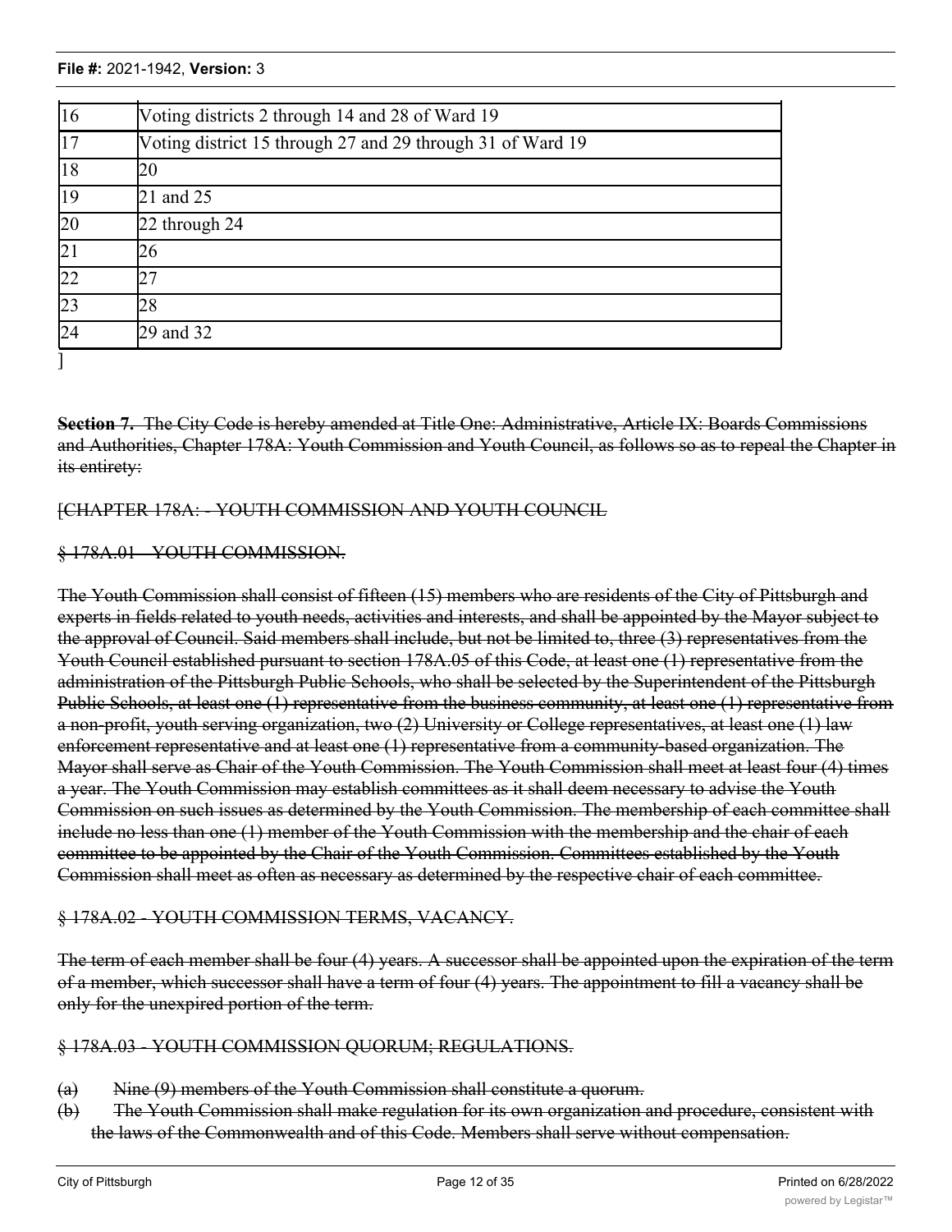| | |
|---|---|
| 16 | Voting districts 2 through 14 and 28 of Ward 19 |
| 17 | Voting district 15 through 27 and 29 through 31 of Ward 19 |
| 18 | 20 |
| 19 | 21 and 25 |
| 20 | 22 through 24 |
| 21 | 26 |
| 22 | 27 |
| 23 | 28 |
| 24 | 29 and 32 |

]

**Section 7.** The City Code is hereby amended at Title One: Administrative, Article IX: Boards Commissions and Authorities, Chapter 178A: Youth Commission and Youth Council, as follows so as to repeal the Chapter in its entirety:

~~[CHAPTER 178A: - YOUTH COMMISSION AND YOUTH COUNCIL~~

~~§ 178A.01 - YOUTH COMMISSION.~~

~~The Youth Commission shall consist of fifteen (15) members who are residents of the City of Pittsburgh and experts in fields related to youth needs, activities and interests, and shall be appointed by the Mayor subject to the approval of Council. Said members shall include, but not be limited to, three (3) representatives from the Youth Council established pursuant to section 178A.05 of this Code, at least one (1) representative from the administration of the Pittsburgh Public Schools, who shall be selected by the Superintendent of the Pittsburgh Public Schools, at least one (1) representative from the business community, at least one (1) representative from a non-profit, youth serving organization, two (2) University or College representatives, at least one (1) law enforcement representative and at least one (1) representative from a community-based organization. The Mayor shall serve as Chair of the Youth Commission. The Youth Commission shall meet at least four (4) times a year. The Youth Commission may establish committees as it shall deem necessary to advise the Youth Commission on such issues as determined by the Youth Commission. The membership of each committee shall include no less than one (1) member of the Youth Commission with the membership and the chair of each committee to be appointed by the Chair of the Youth Commission. Committees established by the Youth Commission shall meet as often as necessary as determined by the respective chair of each committee.~~

~~§ 178A.02 - YOUTH COMMISSION TERMS, VACANCY.~~

~~The term of each member shall be four (4) years. A successor shall be appointed upon the expiration of the term of a member, which successor shall have a term of four (4) years. The appointment to fill a vacancy shall be only for the unexpired portion of the term.~~

~~§ 178A.03 - YOUTH COMMISSION QUORUM; REGULATIONS.~~

~~(a) Nine (9) members of the Youth Commission shall constitute a quorum.~~
~~(b) The Youth Commission shall make regulation for its own organization and procedure, consistent with the laws of the Commonwealth and of this Code. Members shall serve without compensation.~~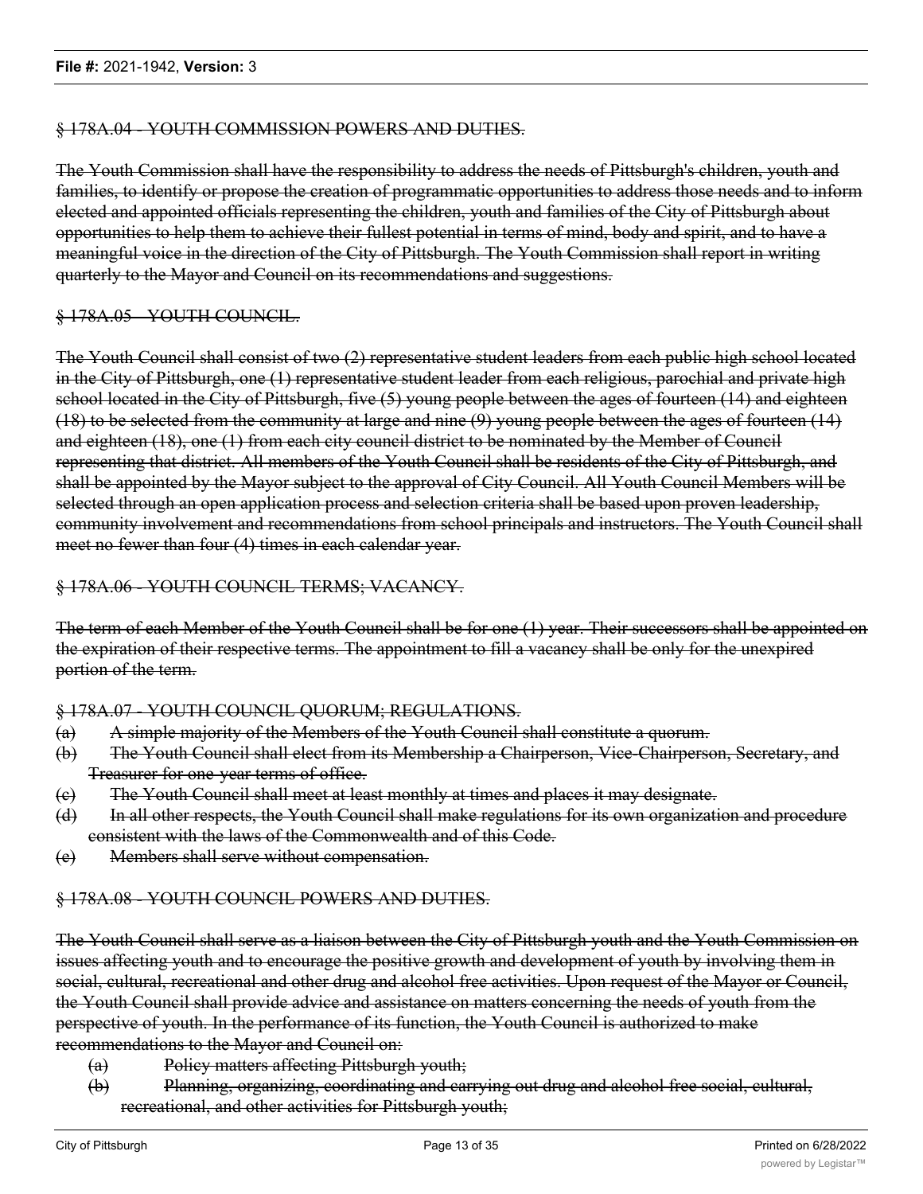~~§ 178A.04 - YOUTH COMMISSION POWERS AND DUTIES.~~

~~The Youth Commission shall have the responsibility to address the needs of Pittsburgh's children, youth and families, to identify or propose the creation of programmatic opportunities to address those needs and to inform elected and appointed officials representing the children, youth and families of the City of Pittsburgh about opportunities to help them to achieve their fullest potential in terms of mind, body and spirit, and to have a meaningful voice in the direction of the City of Pittsburgh. The Youth Commission shall report in writing quarterly to the Mayor and Council on its recommendations and suggestions.~~

~~§ 178A.05 - YOUTH COUNCIL.~~

~~The Youth Council shall consist of two (2) representative student leaders from each public high school located in the City of Pittsburgh, one (1) representative student leader from each religious, parochial and private high school located in the City of Pittsburgh, five (5) young people between the ages of fourteen (14) and eighteen (18) to be selected from the community at large and nine (9) young people between the ages of fourteen (14) and eighteen (18), one (1) from each city council district to be nominated by the Member of Council representing that district. All members of the Youth Council shall be residents of the City of Pittsburgh, and shall be appointed by the Mayor subject to the approval of City Council. All Youth Council Members will be selected through an open application process and selection criteria shall be based upon proven leadership, community involvement and recommendations from school principals and instructors. The Youth Council shall meet no fewer than four (4) times in each calendar year.~~

~~§ 178A.06 - YOUTH COUNCIL TERMS; VACANCY.~~

~~The term of each Member of the Youth Council shall be for one (1) year. Their successors shall be appointed on the expiration of their respective terms. The appointment to fill a vacancy shall be only for the unexpired portion of the term.~~

~~§ 178A.07 - YOUTH COUNCIL QUORUM; REGULATIONS.~~

~~(a) A simple majority of the Members of the Youth Council shall constitute a quorum.~~

~~(b) The Youth Council shall elect from its Membership a Chairperson, Vice-Chairperson, Secretary, and Treasurer for one-year terms of office.~~

~~(c) The Youth Council shall meet at least monthly at times and places it may designate.~~

~~(d) In all other respects, the Youth Council shall make regulations for its own organization and procedure consistent with the laws of the Commonwealth and of this Code.~~

~~(e) Members shall serve without compensation.~~

~~§ 178A.08 - YOUTH COUNCIL POWERS AND DUTIES.~~

~~The Youth Council shall serve as a liaison between the City of Pittsburgh youth and the Youth Commission on issues affecting youth and to encourage the positive growth and development of youth by involving them in social, cultural, recreational and other drug and alcohol free activities. Upon request of the Mayor or Council, the Youth Council shall provide advice and assistance on matters concerning the needs of youth from the perspective of youth. In the performance of its function, the Youth Council is authorized to make recommendations to the Mayor and Council on:~~

~~(a) Policy matters affecting Pittsburgh youth;~~

~~(b) Planning, organizing, coordinating and carrying out drug and alcohol-free social, cultural, recreational, and other activities for Pittsburgh youth;~~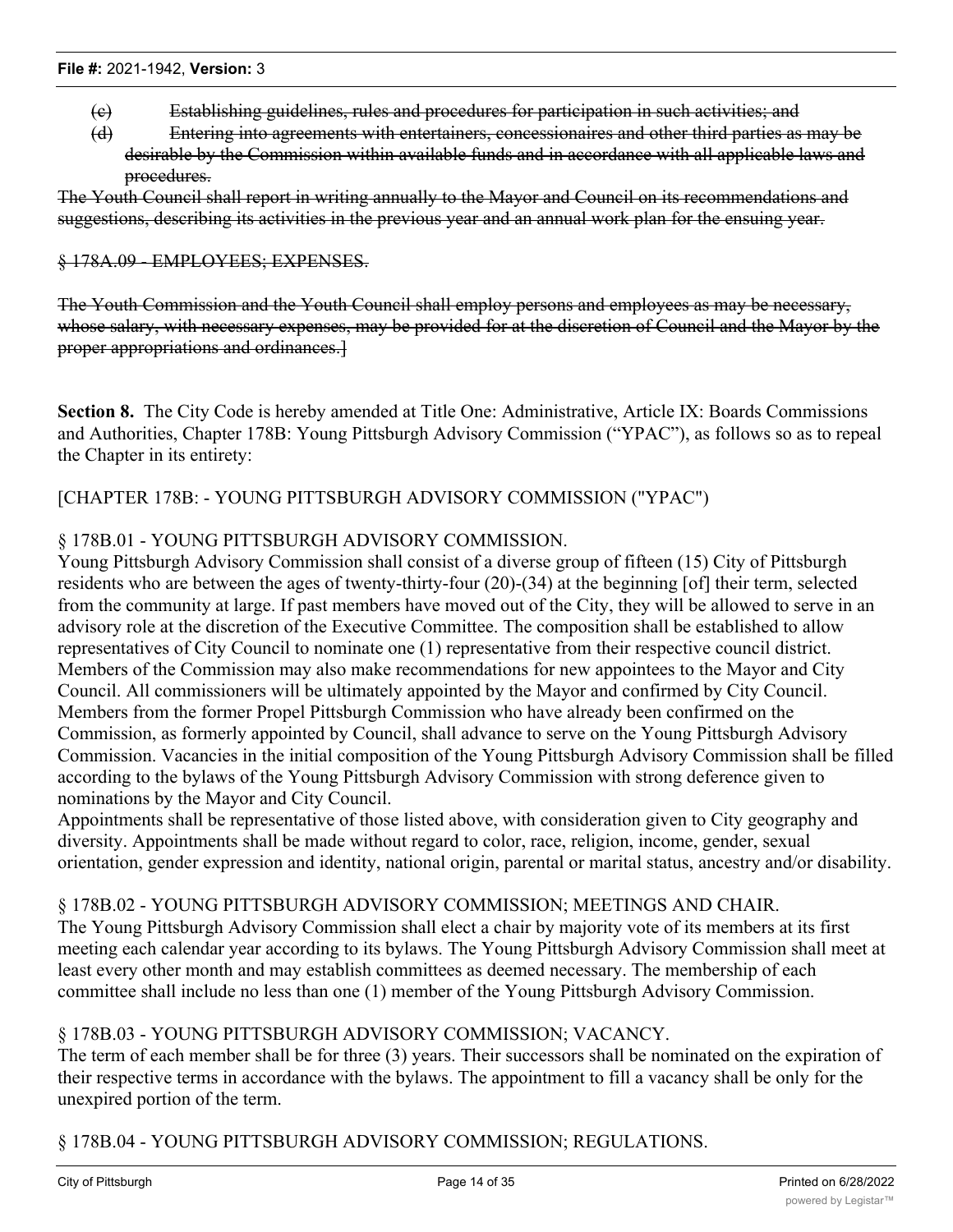- ~~(c) Establishing guidelines, rules and procedures for participation in such activities; and~~
- ~~(d) Entering into agreements with entertainers, concessionaires and other third parties as may be desirable by the Commission within available funds and in accordance with all applicable laws and procedures.~~

~~The Youth Council shall report in writing annually to the Mayor and Council on its recommendations and suggestions, describing its activities in the previous year and an annual work plan for the ensuing year.~~

~~§ 178A.09 - EMPLOYEES; EXPENSES.~~

~~The Youth Commission and the Youth Council shall employ persons and employees as may be necessary, whose salary, with necessary expenses, may be provided for at the discretion of Council and the Mayor by the proper appropriations and ordinances.]~~

**Section 8.** The City Code is hereby amended at Title One: Administrative, Article IX: Boards Commissions and Authorities, Chapter 178B: Young Pittsburgh Advisory Commission ("YPAC"), as follows so as to repeal the Chapter in its entirety:

[CHAPTER 178B: - YOUNG PITTSBURGH ADVISORY COMMISSION ("YPAC")

§ 178B.01 - YOUNG PITTSBURGH ADVISORY COMMISSION.

Young Pittsburgh Advisory Commission shall consist of a diverse group of fifteen (15) City of Pittsburgh residents who are between the ages of twenty-thirty-four (20)-(34) at the beginning [of] their term, selected from the community at large. If past members have moved out of the City, they will be allowed to serve in an advisory role at the discretion of the Executive Committee. The composition shall be established to allow representatives of City Council to nominate one (1) representative from their respective council district. Members of the Commission may also make recommendations for new appointees to the Mayor and City Council. All commissioners will be ultimately appointed by the Mayor and confirmed by City Council. Members from the former Propel Pittsburgh Commission who have already been confirmed on the Commission, as formerly appointed by Council, shall advance to serve on the Young Pittsburgh Advisory Commission. Vacancies in the initial composition of the Young Pittsburgh Advisory Commission shall be filled according to the bylaws of the Young Pittsburgh Advisory Commission with strong deference given to nominations by the Mayor and City Council.

Appointments shall be representative of those listed above, with consideration given to City geography and diversity. Appointments shall be made without regard to color, race, religion, income, gender, sexual orientation, gender expression and identity, national origin, parental or marital status, ancestry and/or disability.

§ 178B.02 - YOUNG PITTSBURGH ADVISORY COMMISSION; MEETINGS AND CHAIR.

The Young Pittsburgh Advisory Commission shall elect a chair by majority vote of its members at its first meeting each calendar year according to its bylaws. The Young Pittsburgh Advisory Commission shall meet at least every other month and may establish committees as deemed necessary. The membership of each committee shall include no less than one (1) member of the Young Pittsburgh Advisory Commission.

§ 178B.03 - YOUNG PITTSBURGH ADVISORY COMMISSION; VACANCY.

The term of each member shall be for three (3) years. Their successors shall be nominated on the expiration of their respective terms in accordance with the bylaws. The appointment to fill a vacancy shall be only for the unexpired portion of the term.

§ 178B.04 - YOUNG PITTSBURGH ADVISORY COMMISSION; REGULATIONS.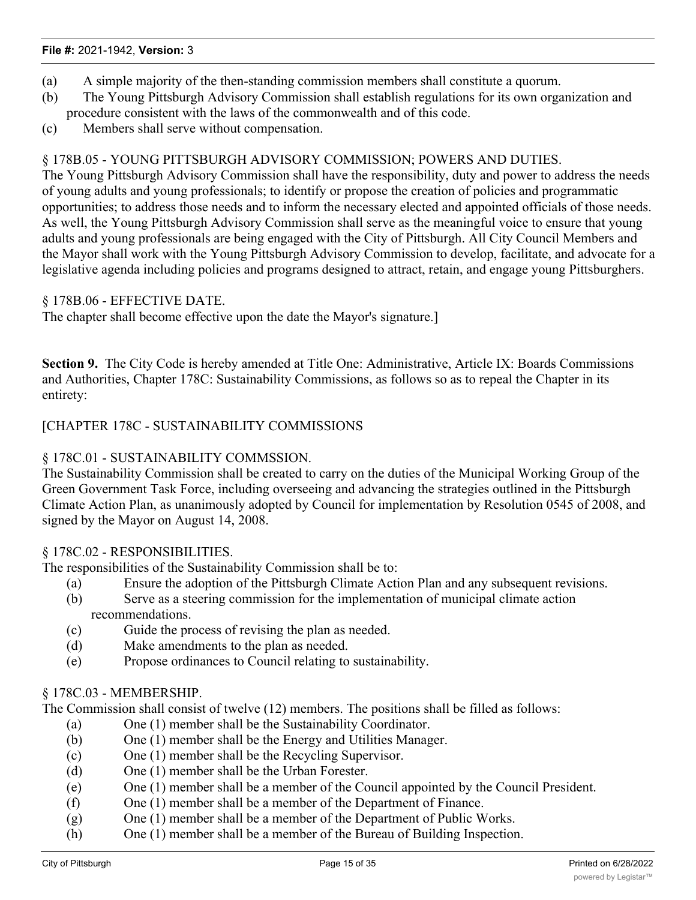(a) A simple majority of the then-standing commission members shall constitute a quorum.

(b) The Young Pittsburgh Advisory Commission shall establish regulations for its own organization and procedure consistent with the laws of the commonwealth and of this code.

(c) Members shall serve without compensation.

§ 178B.05 - YOUNG PITTSBURGH ADVISORY COMMISSION; POWERS AND DUTIES.

The Young Pittsburgh Advisory Commission shall have the responsibility, duty and power to address the needs of young adults and young professionals; to identify or propose the creation of policies and programmatic opportunities; to address those needs and to inform the necessary elected and appointed officials of those needs. As well, the Young Pittsburgh Advisory Commission shall serve as the meaningful voice to ensure that young adults and young professionals are being engaged with the City of Pittsburgh. All City Council Members and the Mayor shall work with the Young Pittsburgh Advisory Commission to develop, facilitate, and advocate for a legislative agenda including policies and programs designed to attract, retain, and engage young Pittsburghers.

§ 178B.06 - EFFECTIVE DATE.

The chapter shall become effective upon the date the Mayor's signature.]

**Section 9.** The City Code is hereby amended at Title One: Administrative, Article IX: Boards Commissions and Authorities, Chapter 178C: Sustainability Commissions, as follows so as to repeal the Chapter in its entirety:

[CHAPTER 178C - SUSTAINABILITY COMMISSIONS

§ 178C.01 - SUSTAINABILITY COMMSSION.

The Sustainability Commission shall be created to carry on the duties of the Municipal Working Group of the Green Government Task Force, including overseeing and advancing the strategies outlined in the Pittsburgh Climate Action Plan, as unanimously adopted by Council for implementation by Resolution 0545 of 2008, and signed by the Mayor on August 14, 2008.

§ 178C.02 - RESPONSIBILITIES.

The responsibilities of the Sustainability Commission shall be to:

(a) Ensure the adoption of the Pittsburgh Climate Action Plan and any subsequent revisions.

(b) Serve as a steering commission for the implementation of municipal climate action recommendations.

(c) Guide the process of revising the plan as needed.

(d) Make amendments to the plan as needed.

(e) Propose ordinances to Council relating to sustainability.

§ 178C.03 - MEMBERSHIP.

The Commission shall consist of twelve (12) members. The positions shall be filled as follows:

(a) One (1) member shall be the Sustainability Coordinator.

(b) One (1) member shall be the Energy and Utilities Manager.

(c) One (1) member shall be the Recycling Supervisor.

(d) One (1) member shall be the Urban Forester.

(e) One (1) member shall be a member of the Council appointed by the Council President.

(f) One (1) member shall be a member of the Department of Finance.

(g) One (1) member shall be a member of the Department of Public Works.

(h) One (1) member shall be a member of the Bureau of Building Inspection.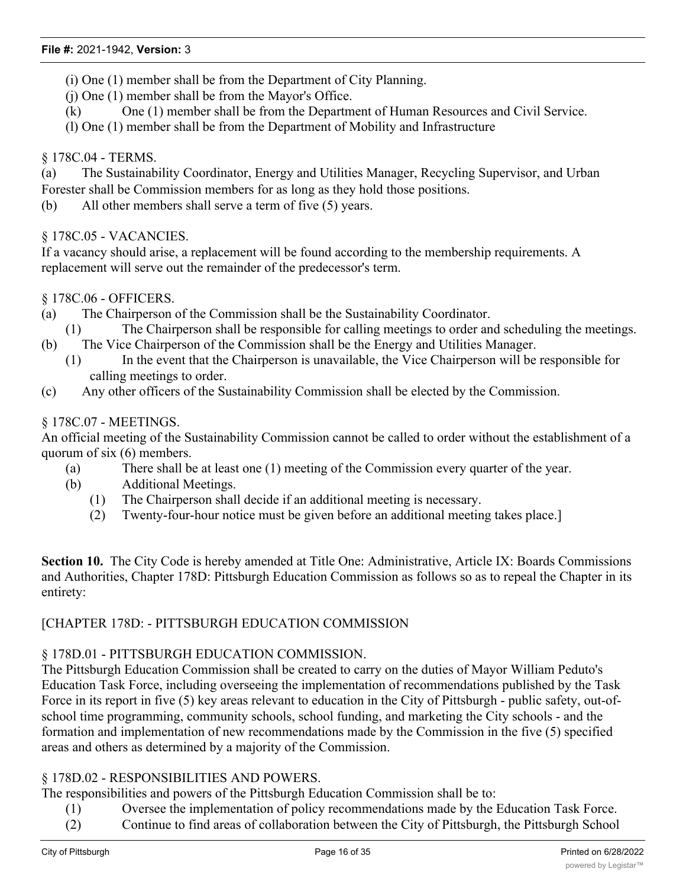(i) One (1) member shall be from the Department of City Planning.

(j) One (1) member shall be from the Mayor's Office.

(k) One (1) member shall be from the Department of Human Resources and Civil Service.

(l) One (1) member shall be from the Department of Mobility and Infrastructure

§ 178C.04 - TERMS.

(a) The Sustainability Coordinator, Energy and Utilities Manager, Recycling Supervisor, and Urban Forester shall be Commission members for as long as they hold those positions.

(b) All other members shall serve a term of five (5) years.

§ 178C.05 - VACANCIES.

If a vacancy should arise, a replacement will be found according to the membership requirements. A replacement will serve out the remainder of the predecessor's term.

§ 178C.06 - OFFICERS.

(a) The Chairperson of the Commission shall be the Sustainability Coordinator.

(1) The Chairperson shall be responsible for calling meetings to order and scheduling the meetings.

(b) The Vice Chairperson of the Commission shall be the Energy and Utilities Manager.

(1) In the event that the Chairperson is unavailable, the Vice Chairperson will be responsible for calling meetings to order.

(c) Any other officers of the Sustainability Commission shall be elected by the Commission.

§ 178C.07 - MEETINGS.

An official meeting of the Sustainability Commission cannot be called to order without the establishment of a quorum of six (6) members.

(a) There shall be at least one (1) meeting of the Commission every quarter of the year.

(b) Additional Meetings.

(1) The Chairperson shall decide if an additional meeting is necessary.

(2) Twenty-four-hour notice must be given before an additional meeting takes place.]

**Section 10.** The City Code is hereby amended at Title One: Administrative, Article IX: Boards Commissions and Authorities, Chapter 178D: Pittsburgh Education Commission as follows so as to repeal the Chapter in its entirety:

[CHAPTER 178D: - PITTSBURGH EDUCATION COMMISSION

§ 178D.01 - PITTSBURGH EDUCATION COMMISSION.

The Pittsburgh Education Commission shall be created to carry on the duties of Mayor William Peduto's Education Task Force, including overseeing the implementation of recommendations published by the Task Force in its report in five (5) key areas relevant to education in the City of Pittsburgh - public safety, out-of-school time programming, community schools, school funding, and marketing the City schools - and the formation and implementation of new recommendations made by the Commission in the five (5) specified areas and others as determined by a majority of the Commission.

§ 178D.02 - RESPONSIBILITIES AND POWERS.

The responsibilities and powers of the Pittsburgh Education Commission shall be to:

(1) Oversee the implementation of policy recommendations made by the Education Task Force.

(2) Continue to find areas of collaboration between the City of Pittsburgh, the Pittsburgh School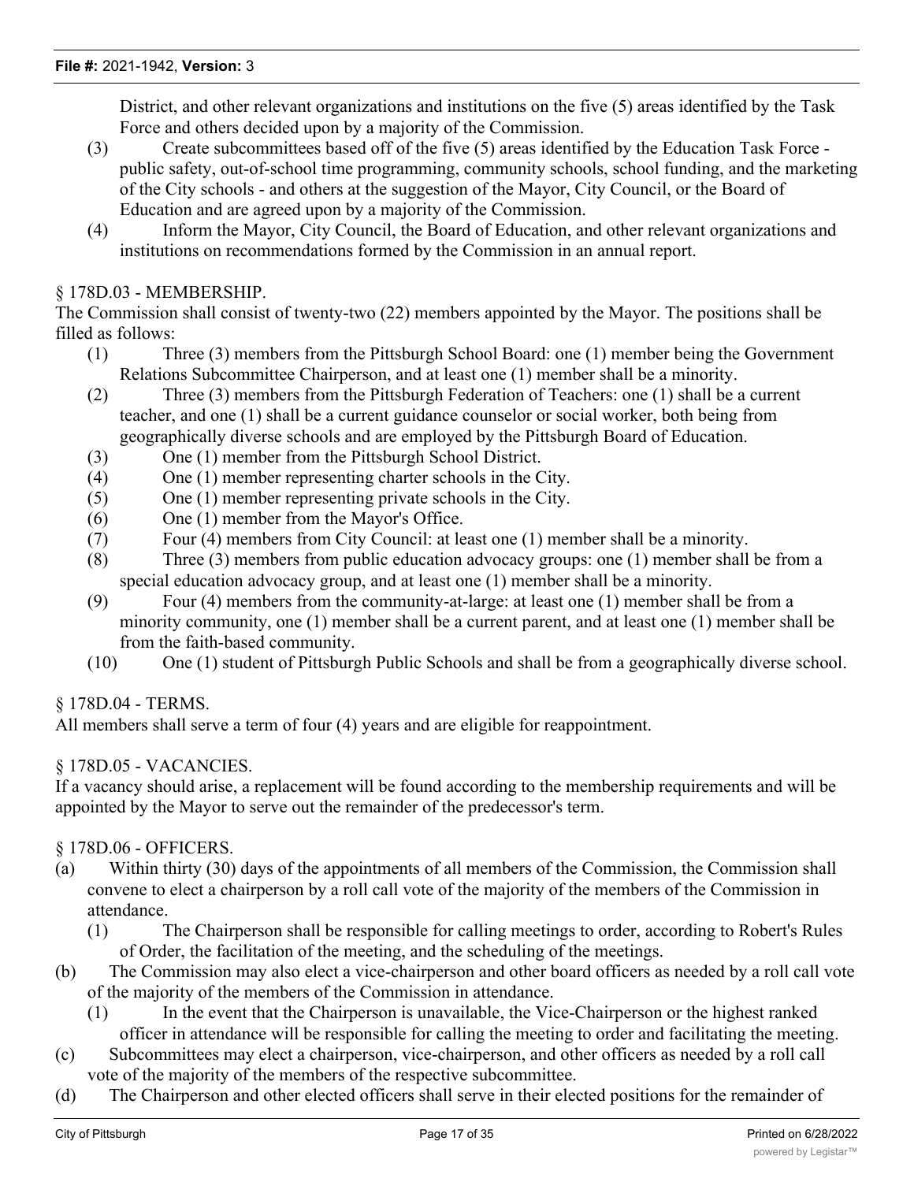District, and other relevant organizations and institutions on the five (5) areas identified by the Task Force and others decided upon by a majority of the Commission.

(3) Create subcommittees based off of the five (5) areas identified by the Education Task Force - public safety, out-of-school time programming, community schools, school funding, and the marketing of the City schools - and others at the suggestion of the Mayor, City Council, or the Board of Education and are agreed upon by a majority of the Commission.

(4) Inform the Mayor, City Council, the Board of Education, and other relevant organizations and institutions on recommendations formed by the Commission in an annual report.

§ 178D.03 - MEMBERSHIP.

The Commission shall consist of twenty-two (22) members appointed by the Mayor. The positions shall be filled as follows:

(1) Three (3) members from the Pittsburgh School Board: one (1) member being the Government Relations Subcommittee Chairperson, and at least one (1) member shall be a minority.

(2) Three (3) members from the Pittsburgh Federation of Teachers: one (1) shall be a current teacher, and one (1) shall be a current guidance counselor or social worker, both being from geographically diverse schools and are employed by the Pittsburgh Board of Education.

(3) One (1) member from the Pittsburgh School District.

(4) One (1) member representing charter schools in the City.

(5) One (1) member representing private schools in the City.

(6) One (1) member from the Mayor's Office.

(7) Four (4) members from City Council: at least one (1) member shall be a minority.

(8) Three (3) members from public education advocacy groups: one (1) member shall be from a special education advocacy group, and at least one (1) member shall be a minority.

(9) Four (4) members from the community-at-large: at least one (1) member shall be from a minority community, one (1) member shall be a current parent, and at least one (1) member shall be from the faith-based community.

(10) One (1) student of Pittsburgh Public Schools and shall from a geographically diverse school.

§ 178D.04 - TERMS.

All members shall serve a term of four (4) years and are eligible for reappointment.

§ 178D.05 - VACANCIES.

If a vacancy should arise, a replacement will be found according to the membership requirements and will be appointed by the Mayor to serve out the remainder of the predecessor's term.

§ 178D.06 - OFFICERS.

(a) Within thirty (30) days of the appointments of all members of the Commission, the Commission shall convene to elect a chairperson by a roll call vote of the majority of the members of the Commission in attendance.

(1) The Chairperson shall be responsible for calling meetings to order, according to Robert's Rules of Order, the facilitation of the meeting, and the scheduling of the meetings.

(b) The Commission may also elect a vice-chairperson and other board officers as needed by a roll call vote of the majority of the members of the Commission in attendance.

(1) In the event that the Chairperson is unavailable, the Vice-Chairperson or the highest ranked officer in attendance will be responsible for calling the meeting to order and facilitating the meeting.

(c) Subcommittees may elect a chairperson, vice-chairperson, and other officers as needed by a roll call vote of the majority of the members of the respective subcommittee.

(d) The Chairperson and other elected officers shall serve in their elected positions for the remainder of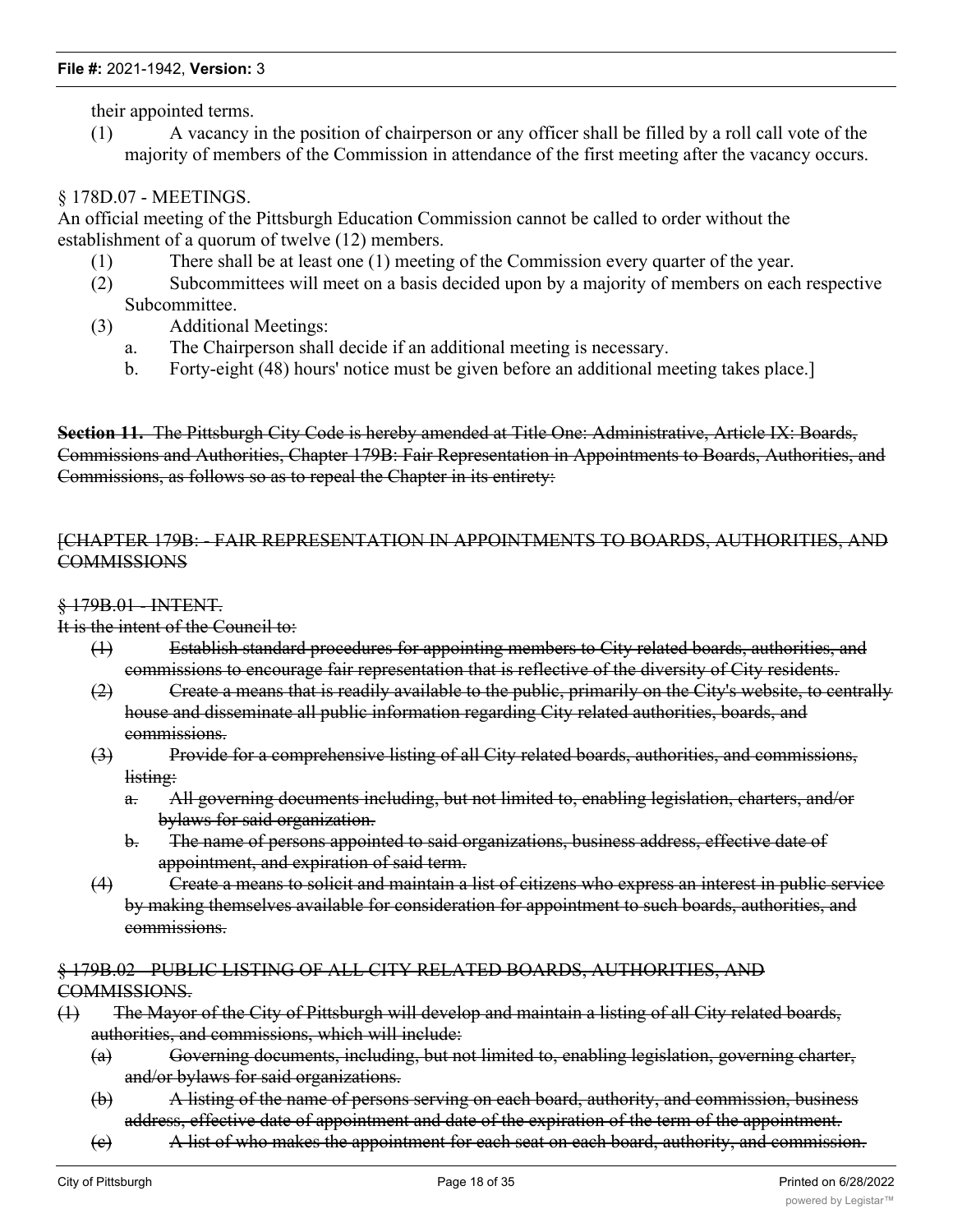their appointed terms.

(1) A vacancy in the position of chairperson or any officer shall be filled by a roll call vote of the majority of members of the Commission in attendance of the first meeting after the vacancy occurs.

§ 178D.07 - MEETINGS.

An official meeting of the Pittsburgh Education Commission cannot be called to order without the establishment of a quorum of twelve (12) members.

(1) There shall be at least one (1) meeting of the Commission every quarter of the year.

(2) Subcommittees will meet on a basis decided upon by a majority of members on each respective Subcommittee.

(3) Additional Meetings:

a. The Chairperson shall decide if an additional meeting is necessary.

b. Forty-eight (48) hours' notice must be given before an additional meeting takes place.]

**Section 11.** ~~The Pittsburgh City Code is hereby amended at Title One: Administrative, Article IX: Boards, Commissions and Authorities, Chapter 179B: Fair Representation in Appointments to Boards, Authorities, and Commissions, as follows so as to repeal the Chapter in its entirety:~~

~~[CHAPTER 179B: - FAIR REPRESENTATION IN APPOINTMENTS TO BOARDS, AUTHORITIES, AND COMMISSIONS~~

~~§ 179B.01 - INTENT.~~

~~It is the intent of the Council to:~~

~~(1) Establish standard procedures for appointing members to City related boards, authorities, and commissions to encourage fair representation that is reflective of the diversity of City residents.~~

~~(2) Create a means that is readily available to the public, primarily on the City's website, to centrally house and disseminate all public information regarding City related authorities, boards, and commissions.~~

~~(3) Provide for a comprehensive listing of all City related boards, authorities, and commissions, listing:~~

~~a. All governing documents including, but not limited to, enabling legislation, charters, and/or bylaws for said organization.~~

~~b. The name of persons appointed to said organizations, business address, effective date of appointment, and expiration of said term.~~

~~(4) Create a means to solicit and maintain a list of citizens who express an interest in public service by making themselves available for consideration for appointment to such boards, authorities, and commissions.~~

~~§ 179B.02 - PUBLIC LISTING OF ALL CITY RELATED BOARDS, AUTHORITIES, AND COMMISSIONS.~~

~~(1) The Mayor of the City of Pittsburgh will develop and maintain a listing of all City related boards, authorities, and commissions, which will include:~~

~~(a) Governing documents, including, but not limited to, enabling legislation, governing charter, and/or bylaws for said organizations.~~

~~(b) A listing of the name of persons serving on each board, authority, and commission, business address, effective date of appointment and date of the expiration of the term of the appointment.~~

~~(c) A list of who makes the appointment for each seat on each board, authority, and commission.~~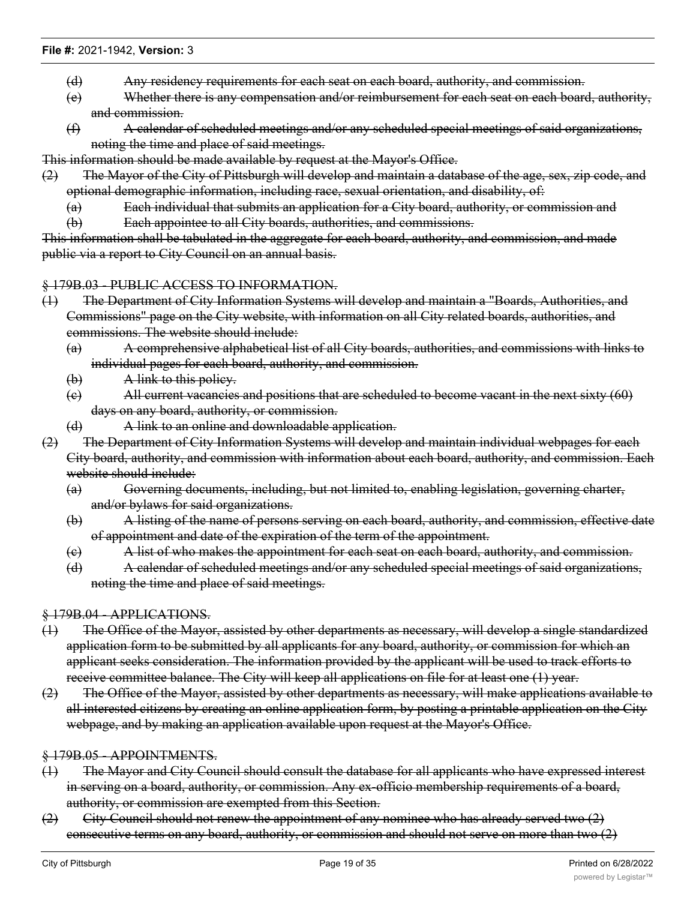~~(d) Any residency requirements for each seat on each board, authority, and commission.~~

~~(e) Whether there is any compensation and/or reimbursement for each seat on each board, authority, and commission.~~

~~(f) A calendar of scheduled meetings and/or any scheduled special meetings of said organizations, noting the time and place of said meetings.~~

~~This information should be made available by request at the Mayor's Office.~~

~~(2) The Mayor of the City of Pittsburgh will develop and maintain a database of the age, sex, zip code, and optional demographic information, including race, sexual orientation, and disability, of:~~

~~(a) Each individual that submits an application for a City board, authority, or commission and~~

~~(b) Each appointee to all City boards, authorities, and commissions.~~

~~This information shall be tabulated in the aggregate for each board, authority, and commission, and made public via a report to City Council on an annual basis.~~

~~§ 179B.03 - PUBLIC ACCESS TO INFORMATION.~~

~~(1) The Department of City Information Systems will develop and maintain a "Boards, Authorities, and Commissions" page on the City website, with information on all City related boards, authorities, and commissions. The website should include:~~

~~(a) A comprehensive alphabetical list of all City boards, authorities, and commissions with links to individual pages for each board, authority, and commission.~~

~~(b) A link to this policy.~~

~~(c) All current vacancies and positions that are scheduled to become vacant in the next sixty (60) days on any board, authority, or commission.~~

~~(d) A link to an online and downloadable application.~~

~~(2) The Department of City Information Systems will develop and maintain individual webpages for each City board, authority, and commission with information about each board, authority, and commission. Each website should include:~~

~~(a) Governing documents, including, but not limited to, enabling legislation, governing charter, and/or bylaws for said organizations.~~

~~(b) A listing of the name of persons serving on each board, authority, and commission, effective date of appointment and date of the expiration of the term of the appointment.~~

~~(c) A list of who makes the appointment for each seat on each board, authority, and commission.~~

~~(d) A calendar of scheduled meetings and/or any scheduled special meetings of said organizations, noting the time and place of said meetings.~~

~~§ 179B.04 - APPLICATIONS.~~

~~(1) The Office of the Mayor, assisted by other departments as necessary, will develop a single standardized application form to be submitted by all applicants for any board, authority, or commission for which an applicant seeks consideration. The information provided by the applicant will be used to track efforts to receive committee balance. The City will keep all applications on file for at least one (1) year.~~

~~(2) The Office of the Mayor, assisted by other departments as necessary, will make applications available to all interested citizens by creating an online application form, by posting a printable application on the City webpage, and by making an application available upon request at the Mayor's Office.~~

~~§ 179B.05 - APPOINTMENTS.~~

~~(1) The Mayor and City Council should consult the database for all applicants who have expressed interest in serving on a board, authority, or commission. Any ex-officio membership requirements of a board, authority, or commission are exempted from this Section.~~

~~(2) City Council should not renew the appointment of any nominee who has already served two (2) consecutive terms on any board, authority, or commission and should not serve on more than two (2)~~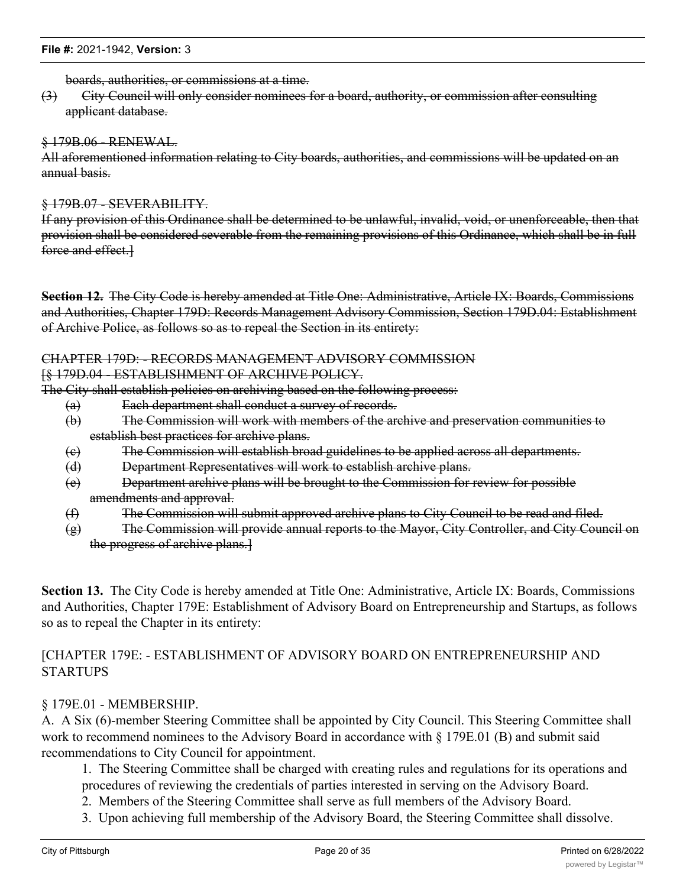~~boards, authorities, or commissions at a time.~~

~~(3) City Council will only consider nominees for a board, authority, or commission after consulting applicant database.~~

~~§ 179B.06 - RENEWAL.~~

~~All aforementioned information relating to City boards, authorities, and commissions will be updated on an annual basis.~~

~~§ 179B.07 - SEVERABILITY.~~

~~If any provision of this Ordinance shall be determined to be unlawful, invalid, void, or unenforceable, then that provision shall be considered severable from the remaining provisions of this Ordinance, which shall be in full force and effect.]~~

**Section 12.** ~~The City Code is hereby amended at Title One: Administrative, Article IX: Boards, Commissions and Authorities, Chapter 179D: Records Management Advisory Commission, Section 179D.04: Establishment of Archive Police, as follows so as to repeal the Section in its entirety:~~

~~CHAPTER 179D: - RECORDS MANAGEMENT ADVISORY COMMISSION~~

~~[§ 179D.04 - ESTABLISHMENT OF ARCHIVE POLICY.~~

~~The City shall establish policies on archiving based on the following process:~~

~~(a) Each department shall conduct a survey of records.~~

~~(b) The Commission will work with members of the archive and preservation communities to establish best practices for archive plans.~~

~~(c) The Commission will establish broad guidelines to be applied across all departments.~~

~~(d) Department Representatives will work to establish archive plans.~~

~~(e) Department archive plans will be brought to the Commission for review for possible amendments and approval.~~

~~(f) The Commission will submit approved archive plans to City Council to be read and filed.~~

~~(g) The Commission will provide annual reports to the Mayor, City Controller, and City Council on the progress of archive plans.]~~

**Section 13.** The City Code is hereby amended at Title One: Administrative, Article IX: Boards, Commissions and Authorities, Chapter 179E: Establishment of Advisory Board on Entrepreneurship and Startups, as follows so as to repeal the Chapter in its entirety:

[CHAPTER 179E: - ESTABLISHMENT OF ADVISORY BOARD ON ENTREPRENEURSHIP AND STARTUPS

§ 179E.01 - MEMBERSHIP.

A. A Six (6)-member Steering Committee shall be appointed by City Council. This Steering Committee shall work to recommend nominees to the Advisory Board in accordance with § 179E.01 (B) and submit said recommendations to City Council for appointment.

1. The Steering Committee shall be charged with creating rules and regulations for its operations and procedures of reviewing the credentials of parties interested in serving on the Advisory Board.
2. Members of the Steering Committee shall serve as full members of the Advisory Board.
3. Upon achieving full membership of the Advisory Board, the Steering Committee shall dissolve.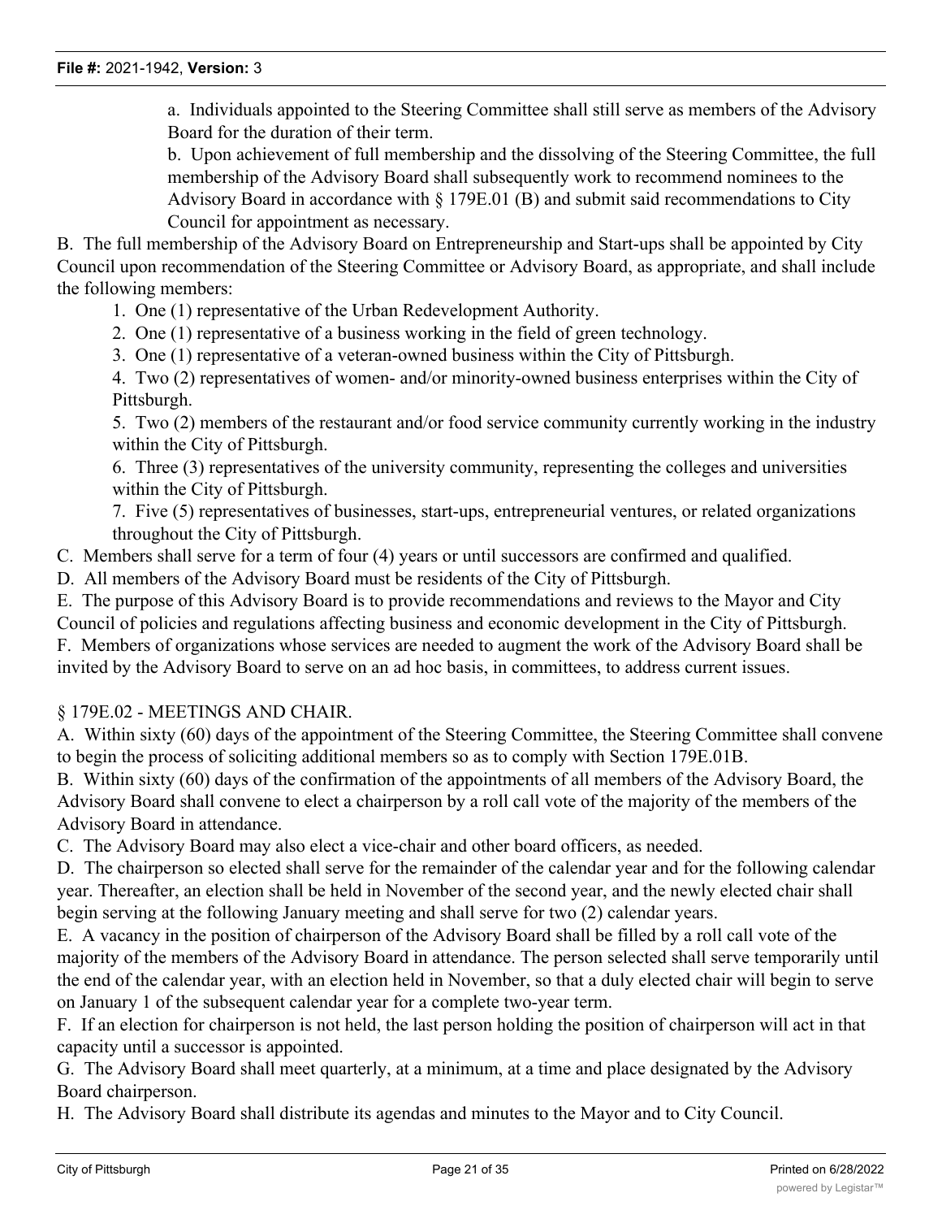a. Individuals appointed to the Steering Committee shall still serve as members of the Advisory Board for the duration of their term.

b. Upon achievement of full membership and the dissolving of the Steering Committee, the full membership of the Advisory Board shall subsequently work to recommend nominees to the Advisory Board in accordance with § 179E.01 (B) and submit said recommendations to City Council for appointment as necessary.

B. The full membership of the Advisory Board on Entrepreneurship and Start-ups shall be appointed by City Council upon recommendation of the Steering Committee or Advisory Board, as appropriate, and shall include the following members:

1. One (1) representative of the Urban Redevelopment Authority.
2. One (1) representative of a business working in the field of green technology.
3. One (1) representative of a veteran-owned business within the City of Pittsburgh.
4. Two (2) representatives of women- and/or minority-owned business enterprises within the City of Pittsburgh.
5. Two (2) members of the restaurant and/or food service community currently working in the industry within the City of Pittsburgh.
6. Three (3) representatives of the university community, representing the colleges and universities within the City of Pittsburgh.
7. Five (5) representatives of businesses, start-ups, entrepreneurial ventures, or related organizations throughout the City of Pittsburgh.

C. Members shall serve for a term of four (4) years or until successors are confirmed and qualified.

D. All members of the Advisory Board must be residents of the City of Pittsburgh.

E. The purpose of this Advisory Board is to provide recommendations and reviews to the Mayor and City Council of policies and regulations affecting business and economic development in the City of Pittsburgh.

F. Members of organizations whose services are needed to augment the work of the Advisory Board shall be invited by the Advisory Board to serve on an ad hoc basis, in committees, to address current issues.

§ 179E.02 - MEETINGS AND CHAIR.

A. Within sixty (60) days of the appointment of the Steering Committee, the Steering Committee shall convene to begin the process of soliciting additional members so as to comply with Section 179E.01B.

B. Within sixty (60) days of the confirmation of the appointments of all members of the Advisory Board, the Advisory Board shall convene to elect a chairperson by a roll call vote of the majority of the members of the Advisory Board in attendance.

C. The Advisory Board may also elect a vice-chair and other board officers, as needed.

D. The chairperson so elected shall serve for the remainder of the calendar year and for the following calendar year. Thereafter, an election shall be held in November of the second year, and the newly elected chair shall begin serving at the following January meeting and shall serve for two (2) calendar years.

E. A vacancy in the position of chairperson of the Advisory Board shall be filled by a roll call vote of the majority of the members of the Advisory Board in attendance. The person selected shall serve temporarily until the end of the calendar year, with an election held in November, so that a duly elected chair will begin to serve on January 1 of the subsequent calendar year for a complete two-year term.

F. If an election for chairperson is not held, the last person holding the position of chairperson will act in that capacity until a successor is appointed.

G. The Advisory Board shall meet quarterly, at a minimum, at a time and place designated by the Advisory Board chairperson.

H. The Advisory Board shall distribute its agendas and minutes to the Mayor and to City Council.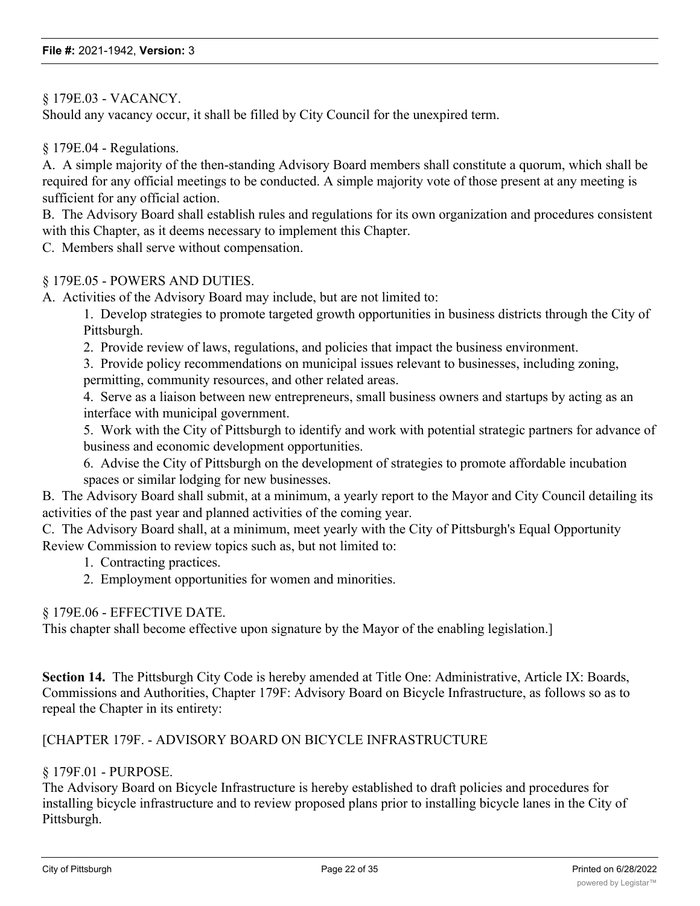§ 179E.03 - VACANCY.
Should any vacancy occur, it shall be filled by City Council for the unexpired term.

§ 179E.04 - Regulations.
A. A simple majority of the then-standing Advisory Board members shall constitute a quorum, which shall be required for any official meetings to be conducted. A simple majority vote of those present at any meeting is sufficient for any official action.
B. The Advisory Board shall establish rules and regulations for its own organization and procedures consistent with this Chapter, as it deems necessary to implement this Chapter.
C. Members shall serve without compensation.

§ 179E.05 - POWERS AND DUTIES.
A. Activities of the Advisory Board may include, but are not limited to:

1. Develop strategies to promote targeted growth opportunities in business districts through the City of Pittsburgh.
2. Provide review of laws, regulations, and policies that impact the business environment.
3. Provide policy recommendations on municipal issues relevant to businesses, including zoning, permitting, community resources, and other related areas.
4. Serve as a liaison between new entrepreneurs, small business owners and startups by acting as an interface with municipal government.
5. Work with the City of Pittsburgh to identify and work with potential strategic partners for advance of business and economic development opportunities.
6. Advise the City of Pittsburgh on the development of strategies to promote affordable incubation spaces or similar lodging for new businesses.

B. The Advisory Board shall submit, at a minimum, a yearly report to the Mayor and City Council detailing its activities of the past year and planned activities of the coming year.
C. The Advisory Board shall, at a minimum, meet yearly with the City of Pittsburgh's Equal Opportunity Review Commission to review topics such as, but not limited to:

1. Contracting practices.
2. Employment opportunities for women and minorities.

§ 179E.06 - EFFECTIVE DATE.
This chapter shall become effective upon signature by the Mayor of the enabling legislation.]

**Section 14.** The Pittsburgh City Code is hereby amended at Title One: Administrative, Article IX: Boards, Commissions and Authorities, Chapter 179F: Advisory Board on Bicycle Infrastructure, as follows so as to repeal the Chapter in its entirety:

[CHAPTER 179F. - ADVISORY BOARD ON BICYCLE INFRASTRUCTURE

§ 179F.01 - PURPOSE.
The Advisory Board on Bicycle Infrastructure is hereby established to draft policies and procedures for installing bicycle infrastructure and to review proposed plans prior to installing bicycle lanes in the City of Pittsburgh.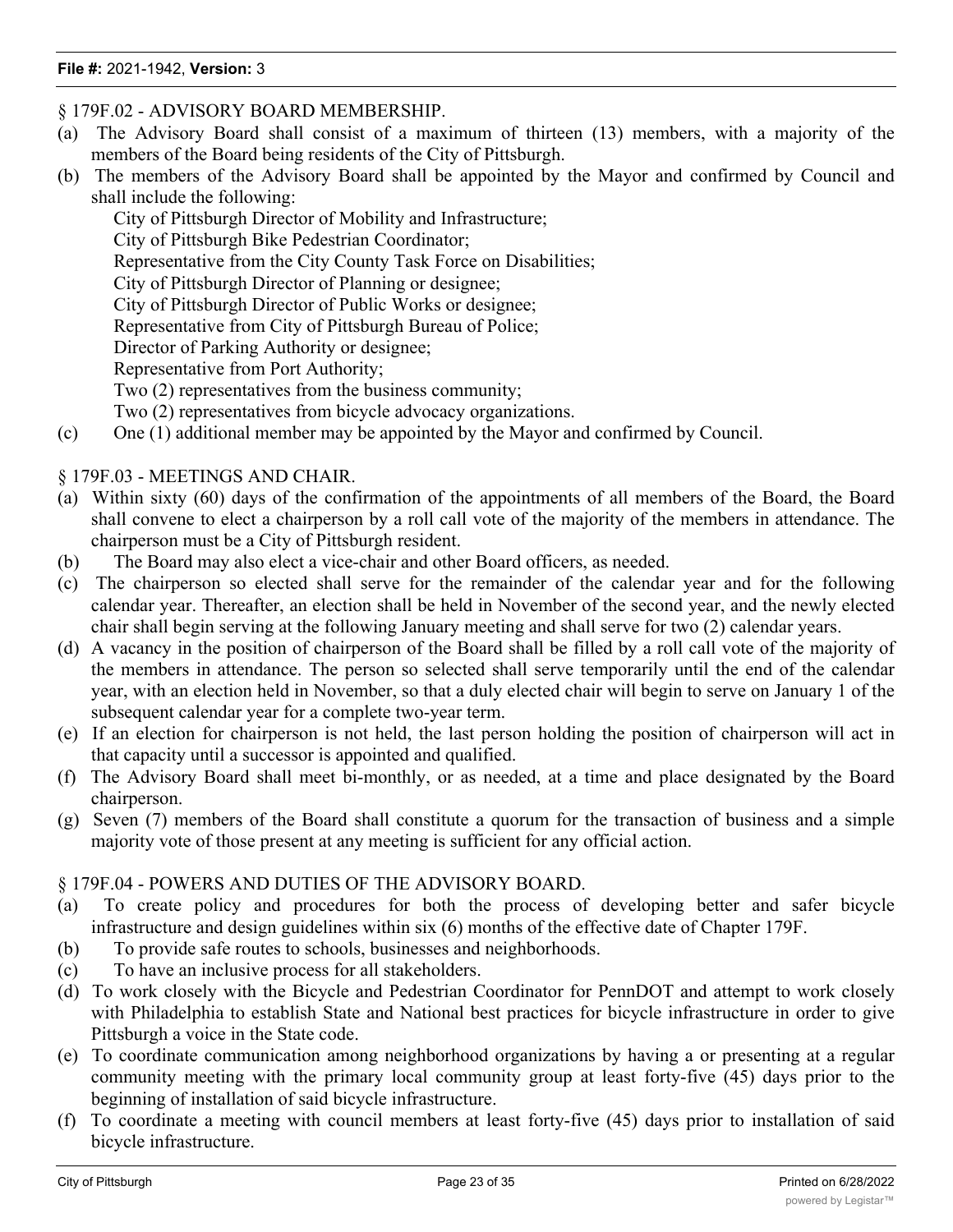§ 179F.02 - ADVISORY BOARD MEMBERSHIP.

(a) The Advisory Board shall consist of a maximum of thirteen (13) members, with a majority of the members of the Board being residents of the City of Pittsburgh.

(b) The members of the Advisory Board shall be appointed by the Mayor and confirmed by Council and shall include the following:

City of Pittsburgh Director of Mobility and Infrastructure;
City of Pittsburgh Bike Pedestrian Coordinator;
Representative from the City County Task Force on Disabilities;
City of Pittsburgh Director of Planning or designee;
City of Pittsburgh Director of Public Works or designee;
Representative from City of Pittsburgh Bureau of Police;
Director of Parking Authority or designee;
Representative from Port Authority;
Two (2) representatives from the business community;
Two (2) representatives from bicycle advocacy organizations.

(c) One (1) additional member may be appointed by the Mayor and confirmed by Council.

§ 179F.03 - MEETINGS AND CHAIR.

(a) Within sixty (60) days of the confirmation of the appointments of all members of the Board, the Board shall convene to elect a chairperson by a roll call vote of the majority of the members in attendance. The chairperson must be a City of Pittsburgh resident.

(b) The Board may also elect a vice-chair and other Board officers, as needed.

(c) The chairperson so elected shall serve for the remainder of the calendar year and for the following calendar year. Thereafter, an election shall be held in November of the second year, and the newly elected chair shall begin serving at the following January meeting and shall serve for two (2) calendar years.

(d) A vacancy in the position of chairperson of the Board shall be filled by a roll call vote of the majority of the members in attendance. The person so selected shall serve temporarily until the end of the calendar year, with an election held in November, so that a duly elected chair will begin to serve on January 1 of the subsequent calendar year for a complete two-year term.

(e) If an election for chairperson is not held, the last person holding the position of chairperson will act in that capacity until a successor is appointed and qualified.

(f) The Advisory Board shall meet bi-monthly, or as needed, at a time and place designated by the Board chairperson.

(g) Seven (7) members of the Board shall constitute a quorum for the transaction of business and a simple majority vote of those present at any meeting is sufficient for any official action.

§ 179F.04 - POWERS AND DUTIES OF THE ADVISORY BOARD.

(a) To create policy and procedures for both the process of developing better and safer bicycle infrastructure and design guidelines within six (6) months of the effective date of Chapter 179F.

(b) To provide safe routes to schools, businesses and neighborhoods.

(c) To have an inclusive process for all stakeholders.

(d) To work closely with the Bicycle and Pedestrian Coordinator for PennDOT and attempt to work closely with Philadelphia to establish State and National best practices for bicycle infrastructure in order to give Pittsburgh a voice in the State code.

(e) To coordinate communication among neighborhood organizations by having a or presenting at a regular community meeting with the primary local community group at least forty-five (45) days prior to the beginning of installation of said bicycle infrastructure.

(f) To coordinate a meeting with council members at least forty-five (45) days prior to installation of said bicycle infrastructure.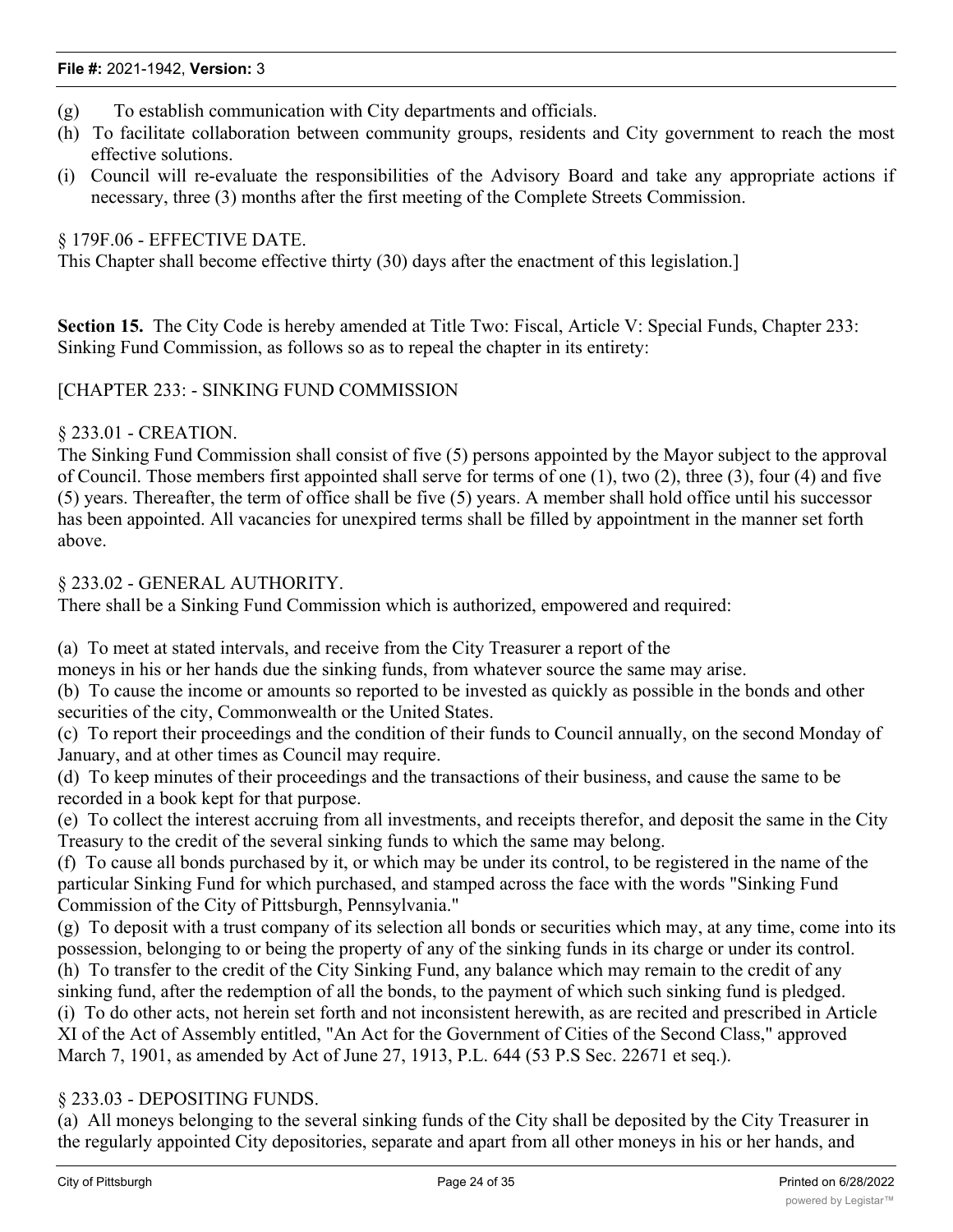(g) To establish communication with City departments and officials.

(h) To facilitate collaboration between community groups, residents and City government to reach the most effective solutions.

(i) Council will re-evaluate the responsibilities of the Advisory Board and take any appropriate actions if necessary, three (3) months after the first meeting of the Complete Streets Commission.

§ 179F.06 - EFFECTIVE DATE.

This Chapter shall become effective thirty (30) days after the enactment of this legislation.]

**Section 15.** The City Code is hereby amended at Title Two: Fiscal, Article V: Special Funds, Chapter 233: Sinking Fund Commission, as follows so as to repeal the chapter in its entirety:

[CHAPTER 233: - SINKING FUND COMMISSION

§ 233.01 - CREATION.

The Sinking Fund Commission shall consist of five (5) persons appointed by the Mayor subject to the approval of Council. Those members first appointed shall serve for terms of one (1), two (2), three (3), four (4) and five (5) years. Thereafter, the term of office shall be five (5) years. A member shall hold office until his successor has been appointed. All vacancies for unexpired terms shall be filled by appointment in the manner set forth above.

§ 233.02 - GENERAL AUTHORITY.

There shall be a Sinking Fund Commission which is authorized, empowered and required:

(a) To meet at stated intervals, and receive from the City Treasurer a report of the moneys in his or her hands due the sinking funds, from whatever source the same may arise.

(b) To cause the income or amounts so reported to be invested as quickly as possible in the bonds and other securities of the city, Commonwealth or the United States.

(c) To report their proceedings and the condition of their funds to Council annually, on the second Monday of January, and at other times as Council may require.

(d) To keep minutes of their proceedings and the transactions of their business, and cause the same to be recorded in a book kept for that purpose.

(e) To collect the interest accruing from all investments, and receipts therefor, and deposit the same in the City Treasury to the credit of the several sinking funds to which the same may belong.

(f) To cause all bonds purchased by it, or which may be under its control, to be registered in the name of the particular Sinking Fund for which purchased, and stamped across the face with the words "Sinking Fund Commission of the City of Pittsburgh, Pennsylvania."

(g) To deposit with a trust company of its selection all bonds or securities which may, at any time, come into its possession, belonging to or being the property of any of the sinking funds in its charge or under its control.

(h) To transfer to the credit of the City Sinking Fund, any balance which may remain to the credit of any sinking fund, after the redemption of all the bonds, to the payment of which such sinking fund is pledged.

(i) To do other acts, not herein set forth and not inconsistent herewith, as are recited and prescribed in Article XI of the Act of Assembly entitled, "An Act for the Government of Cities of the Second Class," approved March 7, 1901, as amended by Act of June 27, 1913, P.L. 644 (53 P.S Sec. 22671 et seq.).

§ 233.03 - DEPOSITING FUNDS.

(a) All moneys belonging to the several sinking funds of the City shall be deposited by the City Treasurer in the regularly appointed City depositories, separate and apart from all other moneys in his or her hands, and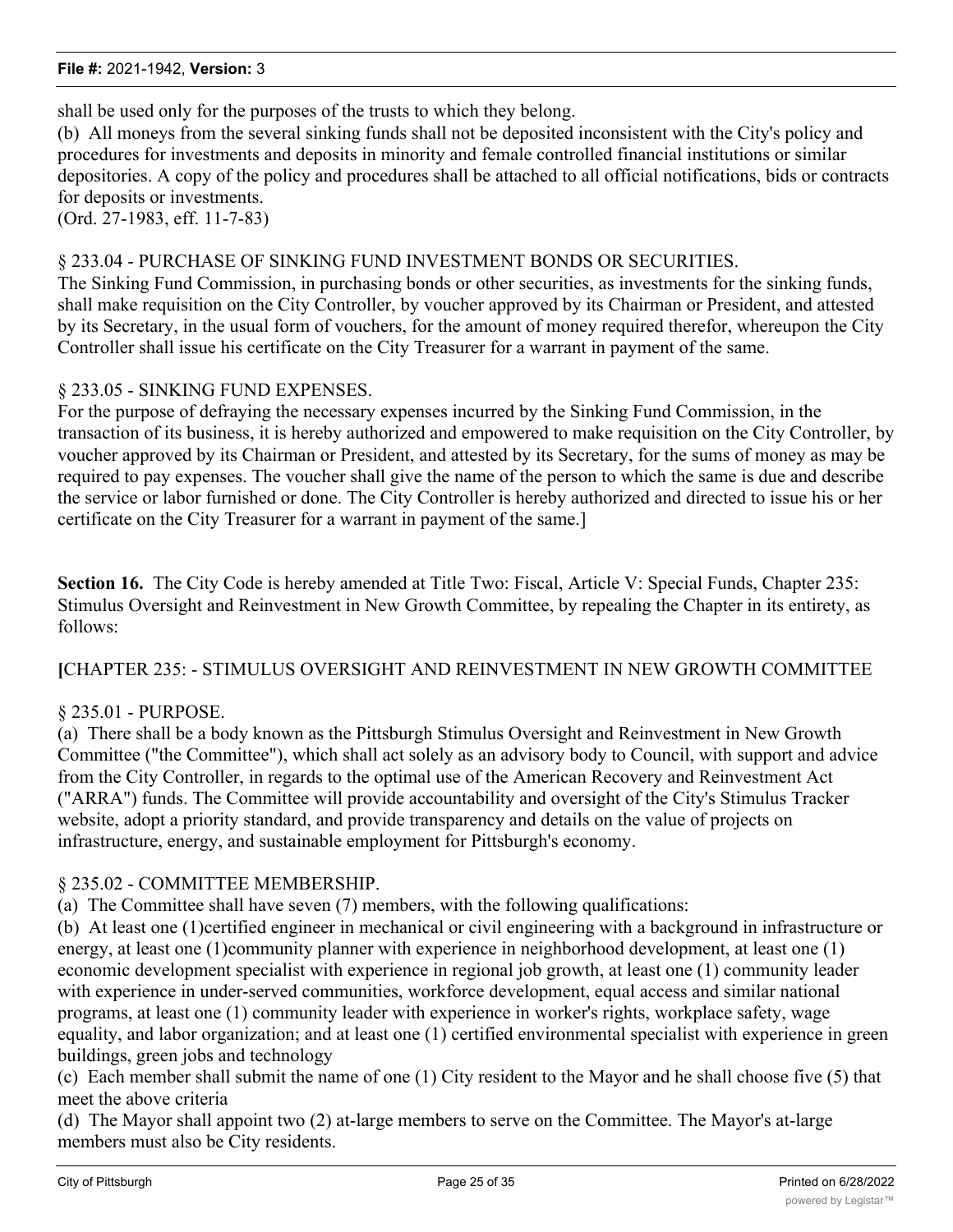shall be used only for the purposes of the trusts to which they belong.

(b) All moneys from the several sinking funds shall not be deposited inconsistent with the City's policy and procedures for investments and deposits in minority and female controlled financial institutions or similar depositories. A copy of the policy and procedures shall be attached to all official notifications, bids or contracts for deposits or investments.

(Ord. 27-1983, eff. 11-7-83)

§ 233.04 - PURCHASE OF SINKING FUND INVESTMENT BONDS OR SECURITIES.

The Sinking Fund Commission, in purchasing bonds or other securities, as investments for the sinking funds, shall make requisition on the City Controller, by voucher approved by its Chairman or President, and attested by its Secretary, in the usual form of vouchers, for the amount of money required therefor, whereupon the City Controller shall issue his certificate on the City Treasurer for a warrant in payment of the same.

§ 233.05 - SINKING FUND EXPENSES.

For the purpose of defraying the necessary expenses incurred by the Sinking Fund Commission, in the transaction of its business, it is hereby authorized and empowered to make requisition on the City Controller, by voucher approved by its Chairman or President, and attested by its Secretary, for the sums of money as may be required to pay expenses. The voucher shall give the name of the person to which the same is due and describe the service or labor furnished or done. The City Controller is hereby authorized and directed to issue his or her certificate on the City Treasurer for a warrant in payment of the same.]

**Section 16.** The City Code is hereby amended at Title Two: Fiscal, Article V: Special Funds, Chapter 235: Stimulus Oversight and Reinvestment in New Growth Committee, by repealing the Chapter in its entirety, as follows:

**[**CHAPTER 235: - STIMULUS OVERSIGHT AND REINVESTMENT IN NEW GROWTH COMMITTEE

§ 235.01 - PURPOSE.

(a) There shall be a body known as the Pittsburgh Stimulus Oversight and Reinvestment in New Growth Committee ("the Committee"), which shall act solely as an advisory body to Council, with support and advice from the City Controller, in regards to the optimal use of the American Recovery and Reinvestment Act ("ARRA") funds. The Committee will provide accountability and oversight of the City's Stimulus Tracker website, adopt a priority standard, and provide transparency and details on the value of projects on infrastructure, energy, and sustainable employment for Pittsburgh's economy.

§ 235.02 - COMMITTEE MEMBERSHIP.

(a) The Committee shall have seven (7) members, with the following qualifications:

(b) At least one (1)certified engineer in mechanical or civil engineering with a background in infrastructure or energy, at least one (1)community planner with experience in neighborhood development, at least one (1) economic development specialist with experience in regional job growth, at least one (1) community leader with experience in under-served communities, workforce development, equal access and similar national programs, at least one (1) community leader with experience in worker's rights, workplace safety, wage equality, and labor organization; and at least one (1) certified environmental specialist with experience in green buildings, green jobs and technology

(c) Each member shall submit the name of one (1) City resident to the Mayor and he shall choose five (5) that meet the above criteria

(d) The Mayor shall appoint two (2) at-large members to serve on the Committee. The Mayor's at-large members must also be City residents.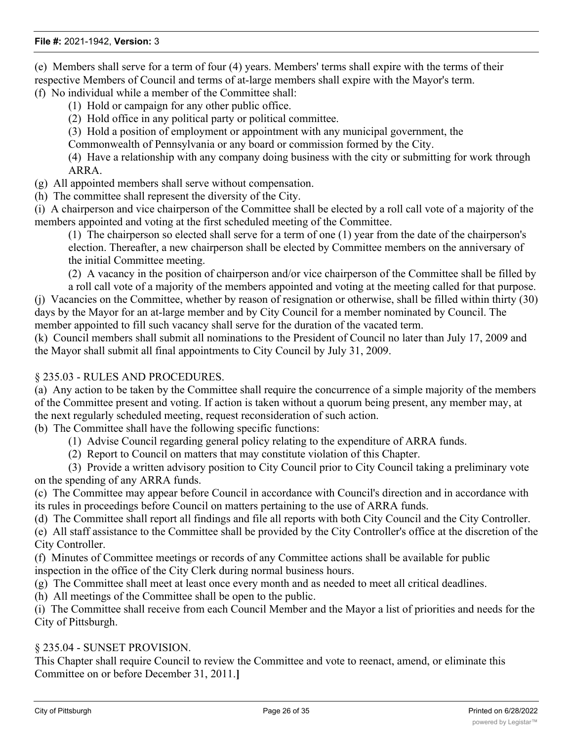(e) Members shall serve for a term of four (4) years. Members' terms shall expire with the terms of their respective Members of Council and terms of at-large members shall expire with the Mayor's term.

(f) No individual while a member of the Committee shall:

(1) Hold or campaign for any other public office.

(2) Hold office in any political party or political committee.

(3) Hold a position of employment or appointment with any municipal government, the Commonwealth of Pennsylvania or any board or commission formed by the City.

(4) Have a relationship with any company doing business with the city or submitting for work through ARRA.

(g) All appointed members shall serve without compensation.

(h) The committee shall represent the diversity of the City.

(i) A chairperson and vice chairperson of the Committee shall be elected by a roll call vote of a majority of the members appointed and voting at the first scheduled meeting of the Committee.

(1) The chairperson so elected shall serve for a term of one (1) year from the date of the chairperson's election. Thereafter, a new chairperson shall be elected by Committee members on the anniversary of the initial Committee meeting.

(2) A vacancy in the position of chairperson and/or vice chairperson of the Committee shall be filled by a roll call vote of a majority of the members appointed and voting at the meeting called for that purpose.

(j) Vacancies on the Committee, whether by reason of resignation or otherwise, shall be filled within thirty (30) days by the Mayor for an at-large member and by City Council for a member nominated by Council. The member appointed to fill such vacancy shall serve for the duration of the vacated term.

(k) Council members shall submit all nominations to the President of Council no later than July 17, 2009 and the Mayor shall submit all final appointments to City Council by July 31, 2009.

§ 235.03 - RULES AND PROCEDURES.

(a) Any action to be taken by the Committee shall require the concurrence of a simple majority of the members of the Committee present and voting. If action is taken without a quorum being present, any member may, at the next regularly scheduled meeting, request reconsideration of such action.

(b) The Committee shall have the following specific functions:

(1) Advise Council regarding general policy relating to the expenditure of ARRA funds.

(2) Report to Council on matters that may constitute violation of this Chapter.

(3) Provide a written advisory position to City Council prior to City Council taking a preliminary vote on the spending of any ARRA funds.

(c) The Committee may appear before Council in accordance with Council's direction and in accordance with its rules in proceedings before Council on matters pertaining to the use of ARRA funds.

(d) The Committee shall report all findings and file all reports with both City Council and the City Controller.

(e) All staff assistance to the Committee shall be provided by the City Controller's office at the discretion of the City Controller.

(f) Minutes of Committee meetings or records of any Committee actions shall be available for public inspection in the office of the City Clerk during normal business hours.

(g) The Committee shall meet at least once every month and as needed to meet all critical deadlines.

(h) All meetings of the Committee shall be open to the public.

(i) The Committee shall receive from each Council Member and the Mayor a list of priorities and needs for the City of Pittsburgh.

§ 235.04 - SUNSET PROVISION.

This Chapter shall require Council to review the Committee and vote to reenact, amend, or eliminate this Committee on or before December 31, 2011.**]**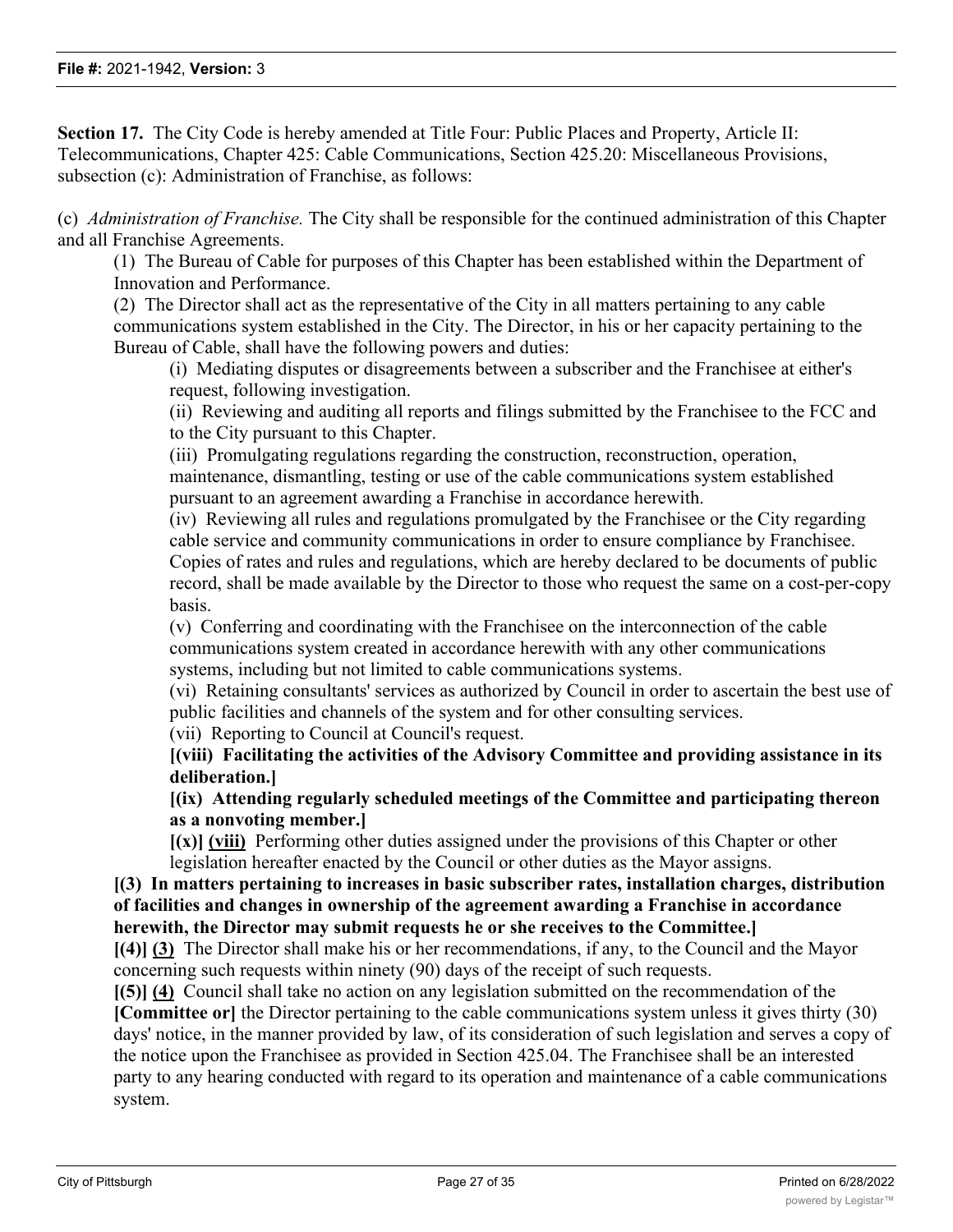**Section 17.** The City Code is hereby amended at Title Four: Public Places and Property, Article II: Telecommunications, Chapter 425: Cable Communications, Section 425.20: Miscellaneous Provisions, subsection (c): Administration of Franchise, as follows:

(c) *Administration of Franchise.* The City shall be responsible for the continued administration of this Chapter and all Franchise Agreements.

(1) The Bureau of Cable for purposes of this Chapter has been established within the Department of Innovation and Performance.

(2) The Director shall act as the representative of the City in all matters pertaining to any cable communications system established in the City. The Director, in his or her capacity pertaining to the Bureau of Cable, shall have the following powers and duties:

(i) Mediating disputes or disagreements between a subscriber and the Franchisee at either's request, following investigation.

(ii) Reviewing and auditing all reports and filings submitted by the Franchisee to the FCC and to the City pursuant to this Chapter.

(iii) Promulgating regulations regarding the construction, reconstruction, operation, maintenance, dismantling, testing or use of the cable communications system established pursuant to an agreement awarding a Franchise in accordance herewith.

(iv) Reviewing all rules and regulations promulgated by the Franchisee or the City regarding cable service and community communications in order to ensure compliance by Franchisee. Copies of rates and rules and regulations, which are hereby declared to be documents of public record, shall be made available by the Director to those who request the same on a cost-per-copy basis.

(v) Conferring and coordinating with the Franchisee on the interconnection of the cable communications system created in accordance herewith with any other communications systems, including but not limited to cable communications systems.

(vi) Retaining consultants' services as authorized by Council in order to ascertain the best use of public facilities and channels of the system and for other consulting services.

(vii) Reporting to Council at Council's request.

**[(viii) Facilitating the activities of the Advisory Committee and providing assistance in its deliberation.]**

**[(ix) Attending regularly scheduled meetings of the Committee and participating thereon as a nonvoting member.]**

**[(x)]** **(viii)** Performing other duties assigned under the provisions of this Chapter or other legislation hereafter enacted by the Council or other duties as the Mayor assigns.

**[(3) In matters pertaining to increases in basic subscriber rates, installation charges, distribution of facilities and changes in ownership of the agreement awarding a Franchise in accordance herewith, the Director may submit requests he or she receives to the Committee.]**

**[(4)]** **(3)** The Director shall make his or her recommendations, if any, to the Council and the Mayor concerning such requests within ninety (90) days of the receipt of such requests.

**[(5)]** **(4)** Council shall take no action on any legislation submitted on the recommendation of the **[Committee or]** the Director pertaining to the cable communications system unless it gives thirty (30) days' notice, in the manner provided by law, of its consideration of such legislation and serves a copy of the notice upon the Franchisee as provided in Section 425.04. The Franchisee shall be an interested party to any hearing conducted with regard to its operation and maintenance of a cable communications system.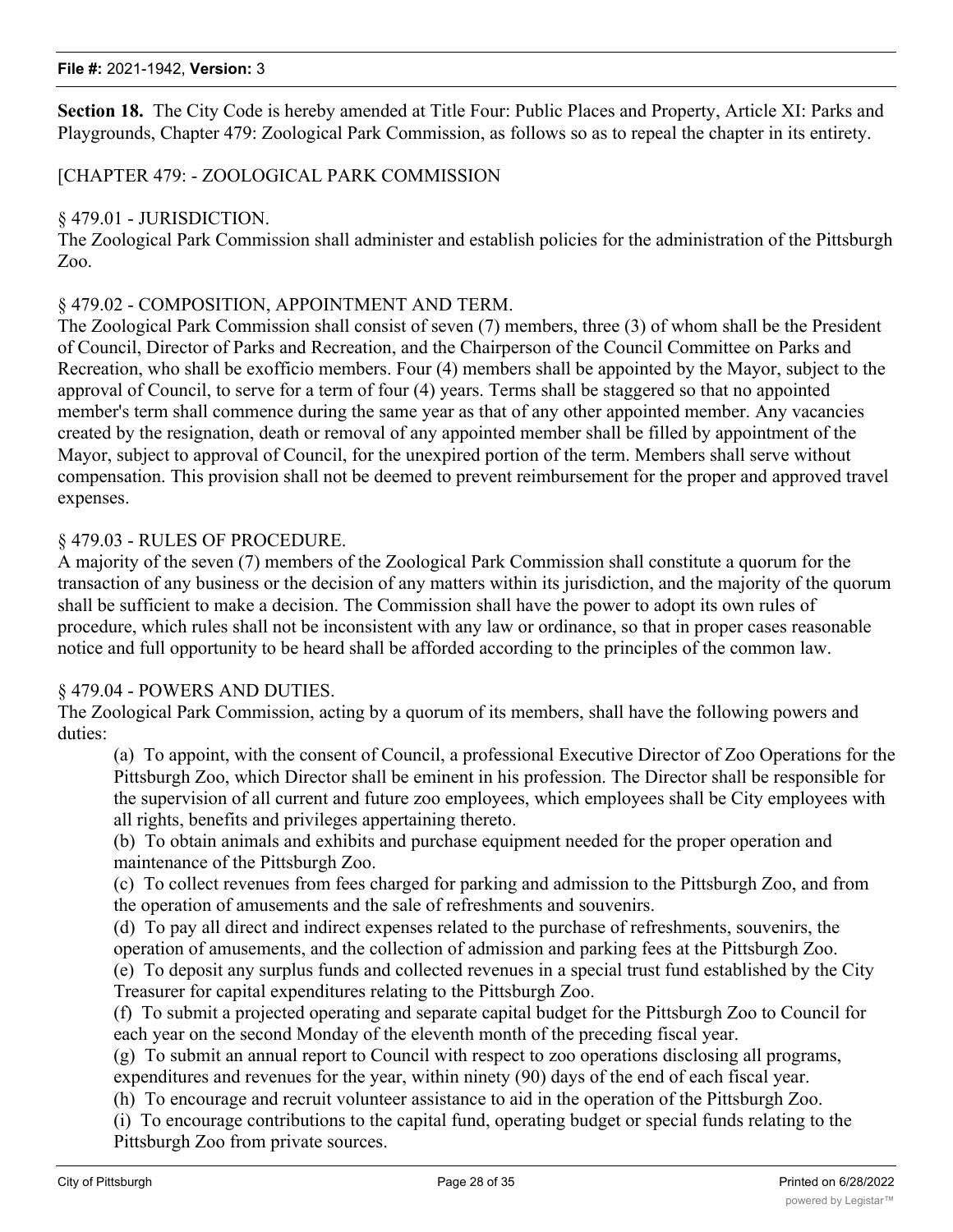**Section 18.** The City Code is hereby amended at Title Four: Public Places and Property, Article XI: Parks and Playgrounds, Chapter 479: Zoological Park Commission, as follows so as to repeal the chapter in its entirety.

[CHAPTER 479: - ZOOLOGICAL PARK COMMISSION

§ 479.01 - JURISDICTION.
The Zoological Park Commission shall administer and establish policies for the administration of the Pittsburgh Zoo.

§ 479.02 - COMPOSITION, APPOINTMENT AND TERM.
The Zoological Park Commission shall consist of seven (7) members, three (3) of whom shall be the President of Council, Director of Parks and Recreation, and the Chairperson of the Council Committee on Parks and Recreation, who shall be exofficio members. Four (4) members shall be appointed by the Mayor, subject to the approval of Council, to serve for a term of four (4) years. Terms shall be staggered so that no appointed member's term shall commence during the same year as that of any other appointed member. Any vacancies created by the resignation, death or removal of any appointed member shall be filled by appointment of the Mayor, subject to approval of Council, for the unexpired portion of the term. Members shall serve without compensation. This provision shall not be deemed to prevent reimbursement for the proper and approved travel expenses.

§ 479.03 - RULES OF PROCEDURE.
A majority of the seven (7) members of the Zoological Park Commission shall constitute a quorum for the transaction of any business or the decision of any matters within its jurisdiction, and the majority of the quorum shall be sufficient to make a decision. The Commission shall have the power to adopt its own rules of procedure, which rules shall not be inconsistent with any law or ordinance, so that in proper cases reasonable notice and full opportunity to be heard shall be afforded according to the principles of the common law.

§ 479.04 - POWERS AND DUTIES.
The Zoological Park Commission, acting by a quorum of its members, shall have the following powers and duties:

(a) To appoint, with the consent of Council, a professional Executive Director of Zoo Operations for the Pittsburgh Zoo, which Director shall be eminent in his profession. The Director shall be responsible for the supervision of all current and future zoo employees, which employees shall be City employees with all rights, benefits and privileges appertaining thereto.
(b) To obtain animals and exhibits and purchase equipment needed for the proper operation and maintenance of the Pittsburgh Zoo.
(c) To collect revenues from fees charged for parking and admission to the Pittsburgh Zoo, and from the operation of amusements and the sale of refreshments and souvenirs.
(d) To pay all direct and indirect expenses related to the purchase of refreshments, souvenirs, the operation of amusements, and the collection of admission and parking fees at the Pittsburgh Zoo.
(e) To deposit any surplus funds and collected revenues in a special trust fund established by the City Treasurer for capital expenditures relating to the Pittsburgh Zoo.
(f) To submit a projected operating and separate capital budget for the Pittsburgh Zoo to Council for each year on the second Monday of the eleventh month of the preceding fiscal year.
(g) To submit an annual report to Council with respect to zoo operations disclosing all programs, expenditures and revenues for the year, within ninety (90) days of the end of each fiscal year.
(h) To encourage and recruit volunteer assistance to aid in the operation of the Pittsburgh Zoo.
(i) To encourage contributions to the capital fund, operating budget or special funds relating to the Pittsburgh Zoo from private sources.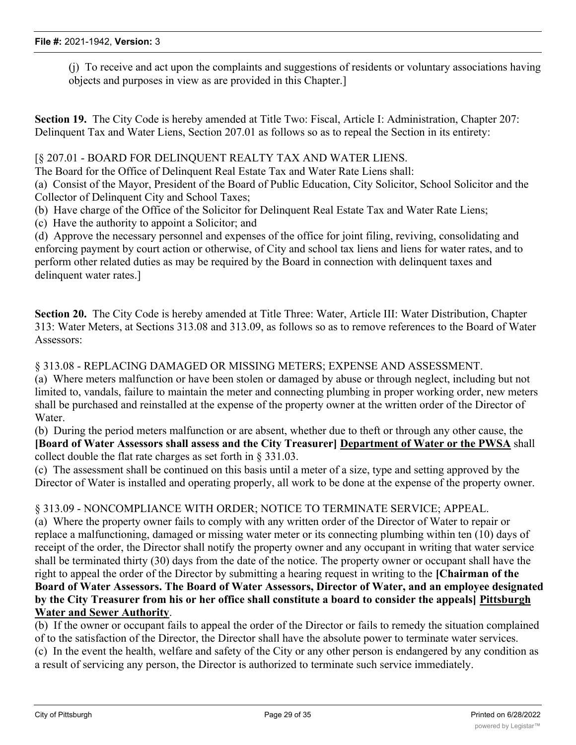(j) To receive and act upon the complaints and suggestions of residents or voluntary associations having objects and purposes in view as are provided in this Chapter.]

**Section 19.** The City Code is hereby amended at Title Two: Fiscal, Article I: Administration, Chapter 207: Delinquent Tax and Water Liens, Section 207.01 as follows so as to repeal the Section in its entirety:

[§ 207.01 - BOARD FOR DELINQUENT REALTY TAX AND WATER LIENS.

The Board for the Office of Delinquent Real Estate Tax and Water Rate Liens shall:

(a) Consist of the Mayor, President of the Board of Public Education, City Solicitor, School Solicitor and the Collector of Delinquent City and School Taxes;

(b) Have charge of the Office of the Solicitor for Delinquent Real Estate Tax and Water Rate Liens;

(c) Have the authority to appoint a Solicitor; and

(d) Approve the necessary personnel and expenses of the office for joint filing, reviving, consolidating and enforcing payment by court action or otherwise, of City and school tax liens and liens for water rates, and to perform other related duties as may be required by the Board in connection with delinquent taxes and delinquent water rates.]

**Section 20.** The City Code is hereby amended at Title Three: Water, Article III: Water Distribution, Chapter 313: Water Meters, at Sections 313.08 and 313.09, as follows so as to remove references to the Board of Water Assessors:

§ 313.08 - REPLACING DAMAGED OR MISSING METERS; EXPENSE AND ASSESSMENT.

(a) Where meters malfunction or have been stolen or damaged by abuse or through neglect, including but not limited to, vandals, failure to maintain the meter and connecting plumbing in proper working order, new meters shall be purchased and reinstalled at the expense of the property owner at the written order of the Director of Water.

(b) During the period meters malfunction or are absent, whether due to theft or through any other cause, the **[Board of Water Assessors shall assess and the City Treasurer]** **<u>Department of Water or the PWSA</u>** shall collect double the flat rate charges as set forth in § 331.03.

(c) The assessment shall be continued on this basis until a meter of a size, type and setting approved by the Director of Water is installed and operating properly, all work to be done at the expense of the property owner.

§ 313.09 - NONCOMPLIANCE WITH ORDER; NOTICE TO TERMINATE SERVICE; APPEAL.

(a) Where the property owner fails to comply with any written order of the Director of Water to repair or replace a malfunctioning, damaged or missing water meter or its connecting plumbing within ten (10) days of receipt of the order, the Director shall notify the property owner and any occupant in writing that water service shall be terminated thirty (30) days from the date of the notice. The property owner or occupant shall have the right to appeal the order of the Director by submitting a hearing request in writing to the **[Chairman of the Board of Water Assessors. The Board of Water Assessors, Director of Water, and an employee designated by the City Treasurer from his or her office shall constitute a board to consider the appeals]** **<u>Pittsburgh Water and Sewer Authority</u>**.

(b) If the owner or occupant fails to appeal the order of the Director or fails to remedy the situation complained of to the satisfaction of the Director, the Director shall have the absolute power to terminate water services.

(c) In the event the health, welfare and safety of the City or any other person is endangered by any condition as a result of servicing any person, the Director is authorized to terminate such service immediately.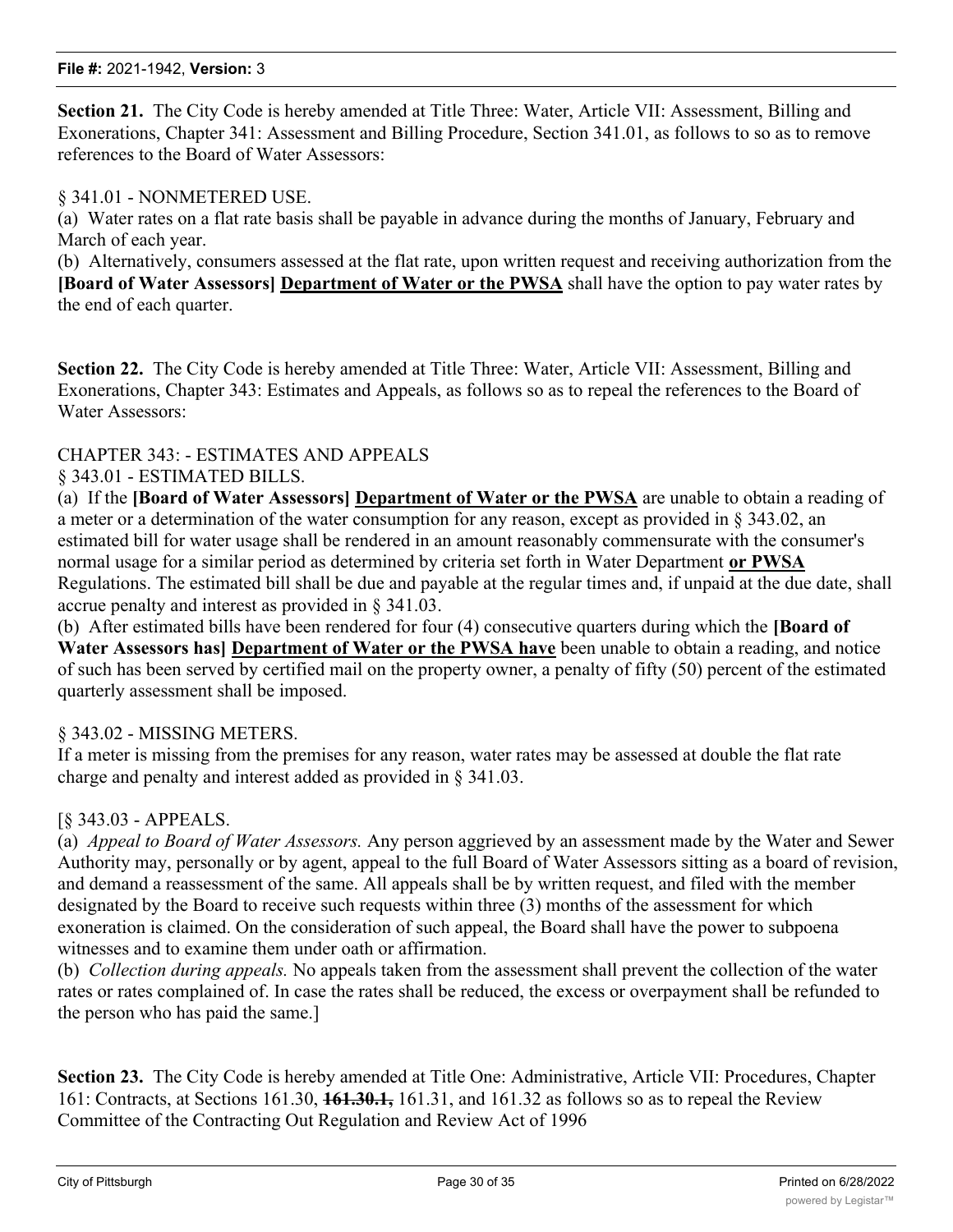**Section 21.** The City Code is hereby amended at Title Three: Water, Article VII: Assessment, Billing and Exonerations, Chapter 341: Assessment and Billing Procedure, Section 341.01, as follows to so as to remove references to the Board of Water Assessors:

§ 341.01 - NONMETERED USE.

(a) Water rates on a flat rate basis shall be payable in advance during the months of January, February and March of each year.

(b) Alternatively, consumers assessed at the flat rate, upon written request and receiving authorization from the **[Board of Water Assessors]** <u>**Department of Water or the PWSA**</u> shall have the option to pay water rates by the end of each quarter.

**Section 22.** The City Code is hereby amended at Title Three: Water, Article VII: Assessment, Billing and Exonerations, Chapter 343: Estimates and Appeals, as follows so as to repeal the references to the Board of Water Assessors:

CHAPTER 343: - ESTIMATES AND APPEALS

§ 343.01 - ESTIMATED BILLS.

(a) If the **[Board of Water Assessors]** <u>**Department of Water or the PWSA**</u> are unable to obtain a reading of a meter or a determination of the water consumption for any reason, except as provided in § 343.02, an estimated bill for water usage shall be rendered in an amount reasonably commensurate with the consumer's normal usage for a similar period as determined by criteria set forth in Water Department <u>**or PWSA**</u> Regulations. The estimated bill shall be due and payable at the regular times and, if unpaid at the due date, shall accrue penalty and interest as provided in § 341.03.

(b) After estimated bills have been rendered for four (4) consecutive quarters during which the **[Board of Water Assessors has]** <u>**Department of Water or the PWSA have**</u> been unable to obtain a reading, and notice of such has been served by certified mail on the property owner, a penalty of fifty (50) percent of the estimated quarterly assessment shall be imposed.

§ 343.02 - MISSING METERS.

If a meter is missing from the premises for any reason, water rates may be assessed at double the flat rate charge and penalty and interest added as provided in § 341.03.

[§ 343.03 - APPEALS.

(a) *Appeal to Board of Water Assessors.* Any person aggrieved by an assessment made by the Water and Sewer Authority may, personally or by agent, appeal to the full Board of Water Assessors sitting as a board of revision, and demand a reassessment of the same. All appeals shall be by written request, and filed with the member designated by the Board to receive such requests within three (3) months of the assessment for which exoneration is claimed. On the consideration of such appeal, the Board shall have the power to subpoena witnesses and to examine them under oath or affirmation.

(b) *Collection during appeals.* No appeals taken from the assessment shall prevent the collection of the water rates or rates complained of. In case the rates shall be reduced, the excess or overpayment shall be refunded to the person who has paid the same.]

**Section 23.** The City Code is hereby amended at Title One: Administrative, Article VII: Procedures, Chapter 161: Contracts, at Sections 161.30, ~~**161.30.1,**~~ 161.31, and 161.32 as follows so as to repeal the Review Committee of the Contracting Out Regulation and Review Act of 1996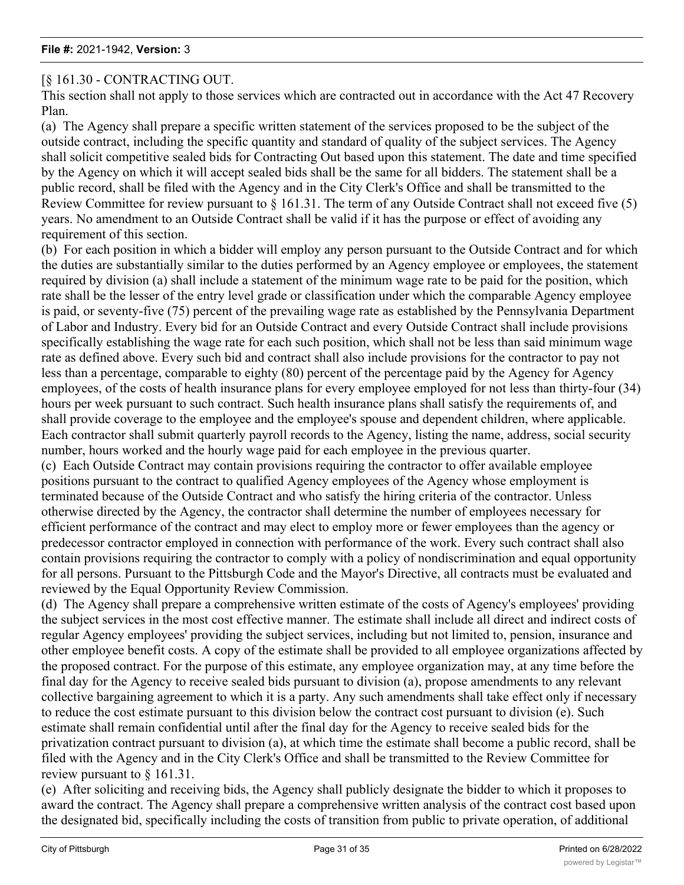[§ 161.30 - CONTRACTING OUT.

This section shall not apply to those services which are contracted out in accordance with the Act 47 Recovery Plan.

(a) The Agency shall prepare a specific written statement of the services proposed to be the subject of the outside contract, including the specific quantity and standard of quality of the subject services. The Agency shall solicit competitive sealed bids for Contracting Out based upon this statement. The date and time specified by the Agency on which it will accept sealed bids shall be the same for all bidders. The statement shall be a public record, shall be filed with the Agency and in the City Clerk's Office and shall be transmitted to the Review Committee for review pursuant to § 161.31. The term of any Outside Contract shall not exceed five (5) years. No amendment to an Outside Contract shall be valid if it has the purpose or effect of avoiding any requirement of this section.

(b) For each position in which a bidder will employ any person pursuant to the Outside Contract and for which the duties are substantially similar to the duties performed by an Agency employee or employees, the statement required by division (a) shall include a statement of the minimum wage rate to be paid for the position, which rate shall be the lesser of the entry level grade or classification under which the comparable Agency employee is paid, or seventy-five (75) percent of the prevailing wage rate as established by the Pennsylvania Department of Labor and Industry. Every bid for an Outside Contract and every Outside Contract shall include provisions specifically establishing the wage rate for each such position, which shall not be less than said minimum wage rate as defined above. Every such bid and contract shall also include provisions for the contractor to pay not less than a percentage, comparable to eighty (80) percent of the percentage paid by the Agency for Agency employees, of the costs of health insurance plans for every employee employed for not less than thirty-four (34) hours per week pursuant to such contract. Such health insurance plans shall satisfy the requirements of, and shall provide coverage to the employee and the employee's spouse and dependent children, where applicable. Each contractor shall submit quarterly payroll records to the Agency, listing the name, address, social security number, hours worked and the hourly wage paid for each employee in the previous quarter.

(c) Each Outside Contract may contain provisions requiring the contractor to offer available employee positions pursuant to the contract to qualified Agency employees of the Agency whose employment is terminated because of the Outside Contract and who satisfy the hiring criteria of the contractor. Unless otherwise directed by the Agency, the contractor shall determine the number of employees necessary for efficient performance of the contract and may elect to employ more or fewer employees than the agency or predecessor contractor employed in connection with performance of the work. Every such contract shall also contain provisions requiring the contractor to comply with a policy of nondiscrimination and equal opportunity for all persons. Pursuant to the Pittsburgh Code and the Mayor's Directive, all contracts must be evaluated and reviewed by the Equal Opportunity Review Commission.

(d) The Agency shall prepare a comprehensive written estimate of the costs of Agency's employees' providing the subject services in the most cost effective manner. The estimate shall include all direct and indirect costs of regular Agency employees' providing the subject services, including but not limited to, pension, insurance and other employee benefit costs. A copy of the estimate shall be provided to all employee organizations affected by the proposed contract. For the purpose of this estimate, any employee organization may, at any time before the final day for the Agency to receive sealed bids pursuant to division (a), propose amendments to any relevant collective bargaining agreement to which it is a party. Any such amendments shall take effect only if necessary to reduce the cost estimate pursuant to this division below the contract cost pursuant to division (e). Such estimate shall remain confidential until after the final day for the Agency to receive sealed bids for the privatization contract pursuant to division (a), at which time the estimate shall become a public record, shall be filed with the Agency and in the City Clerk's Office and shall be transmitted to the Review Committee for review pursuant to § 161.31.

(e) After soliciting and receiving bids, the Agency shall publicly designate the bidder to which it proposes to award the contract. The Agency shall prepare a comprehensive written analysis of the contract cost based upon the designated bid, specifically including the costs of transition from public to private operation, of additional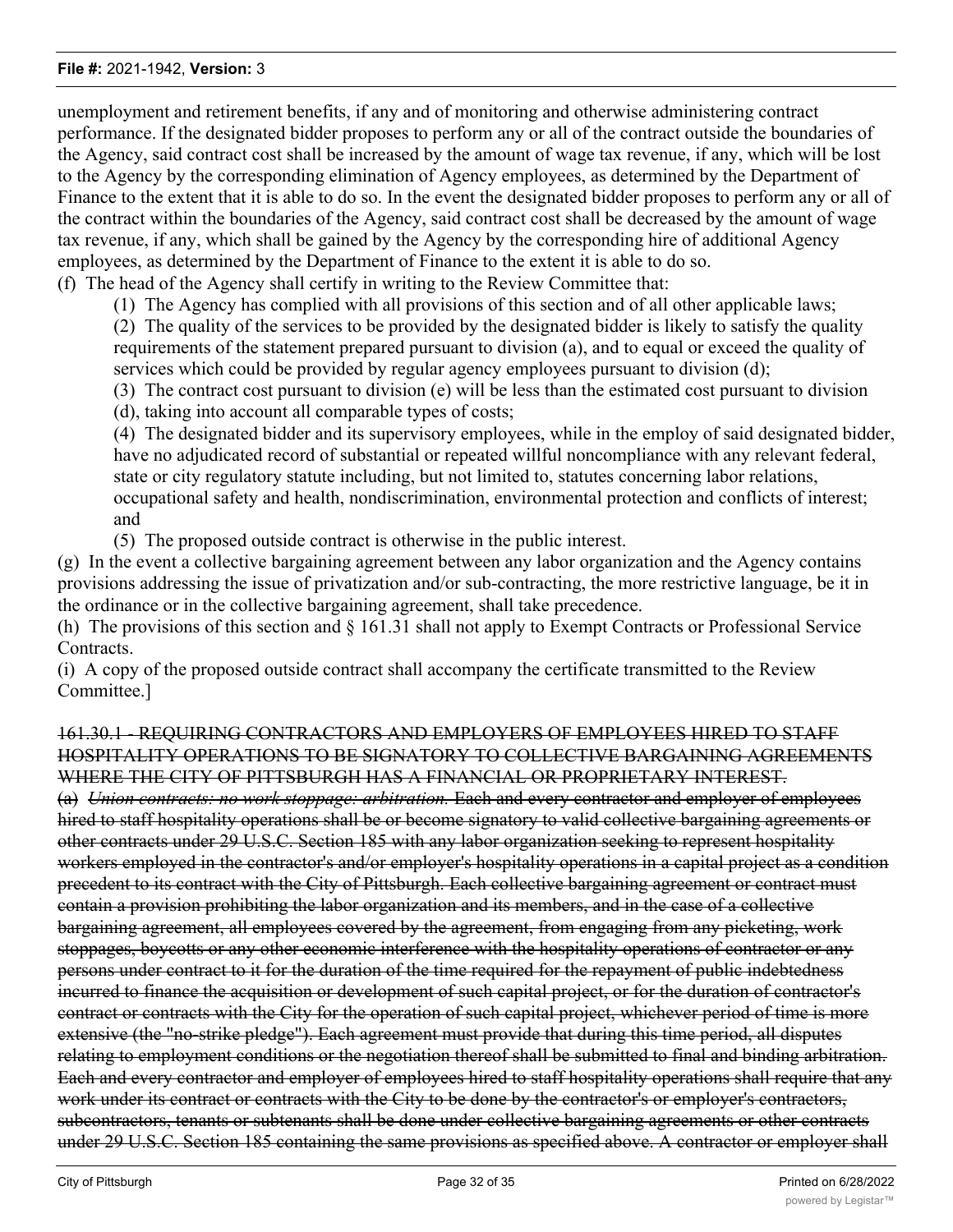unemployment and retirement benefits, if any and of monitoring and otherwise administering contract performance. If the designated bidder proposes to perform any or all of the contract outside the boundaries of the Agency, said contract cost shall be increased by the amount of wage tax revenue, if any, which will be lost to the Agency by the corresponding elimination of Agency employees, as determined by the Department of Finance to the extent that it is able to do so. In the event the designated bidder proposes to perform any or all of the contract within the boundaries of the Agency, said contract cost shall be decreased by the amount of wage tax revenue, if any, which shall be gained by the Agency by the corresponding hire of additional Agency employees, as determined by the Department of Finance to the extent it is able to do so.

(f) The head of the Agency shall certify in writing to the Review Committee that:

(1) The Agency has complied with all provisions of this section and of all other applicable laws;

(2) The quality of the services to be provided by the designated bidder is likely to satisfy the quality requirements of the statement prepared pursuant to division (a), and to equal or exceed the quality of services which could be provided by regular agency employees pursuant to division (d);

(3) The contract cost pursuant to division (e) will be less than the estimated cost pursuant to division (d), taking into account all comparable types of costs;

(4) The designated bidder and its supervisory employees, while in the employ of said designated bidder, have no adjudicated record of substantial or repeated willful noncompliance with any relevant federal, state or city regulatory statute including, but not limited to, statutes concerning labor relations, occupational safety and health, nondiscrimination, environmental protection and conflicts of interest; and

(5) The proposed outside contract is otherwise in the public interest.

(g) In the event a collective bargaining agreement between any labor organization and the Agency contains provisions addressing the issue of privatization and/or sub-contracting, the more restrictive language, be it in the ordinance or in the collective bargaining agreement, shall take precedence.

(h) The provisions of this section and § 161.31 shall not apply to Exempt Contracts or Professional Service Contracts.

(i) A copy of the proposed outside contract shall accompany the certificate transmitted to the Review Committee.]

~~161.30.1 - REQUIRING CONTRACTORS AND EMPLOYERS OF EMPLOYEES HIRED TO STAFF HOSPITALITY OPERATIONS TO BE SIGNATORY TO COLLECTIVE BARGAINING AGREEMENTS WHERE THE CITY OF PITTSBURGH HAS A FINANCIAL OR PROPRIETARY INTEREST.~~

~~(a) *Union contracts: no work stoppage: arbitration.* Each and every contractor and employer of employees hired to staff hospitality operations shall be or become signatory to valid collective bargaining agreements or other contracts under 29 U.S.C. Section 185 with any labor organization seeking to represent hospitality workers employed in the contractor's and/or employer's hospitality operations in a capital project as a condition precedent to its contract with the City of Pittsburgh. Each collective bargaining agreement or contract must contain a provision prohibiting the labor organization and its members, and in the case of a collective bargaining agreement, all employees covered by the agreement, from engaging from any picketing, work stoppages, boycotts or any other economic interference with the hospitality operations of contractor or any persons under contract to it for the duration of the time required for the repayment of public indebtedness incurred to finance the acquisition or development of such capital project, or for the duration of contractor's contract or contracts with the City for the operation of such capital project, whichever period of time is more extensive (the "no-strike pledge"). Each agreement must provide that during this time period, all disputes relating to employment conditions or the negotiation thereof shall be submitted to final and binding arbitration. Each and every contractor and employer of employees hired to staff hospitality operations shall require that any work under its contract or contracts with the City to be done by the contractor's or employer's contractors, subcontractors, tenants or subtenants shall be done under collective bargaining agreements or other contracts under 29 U.S.C. Section 185 containing the same provisions as specified above. A contractor or employer shall~~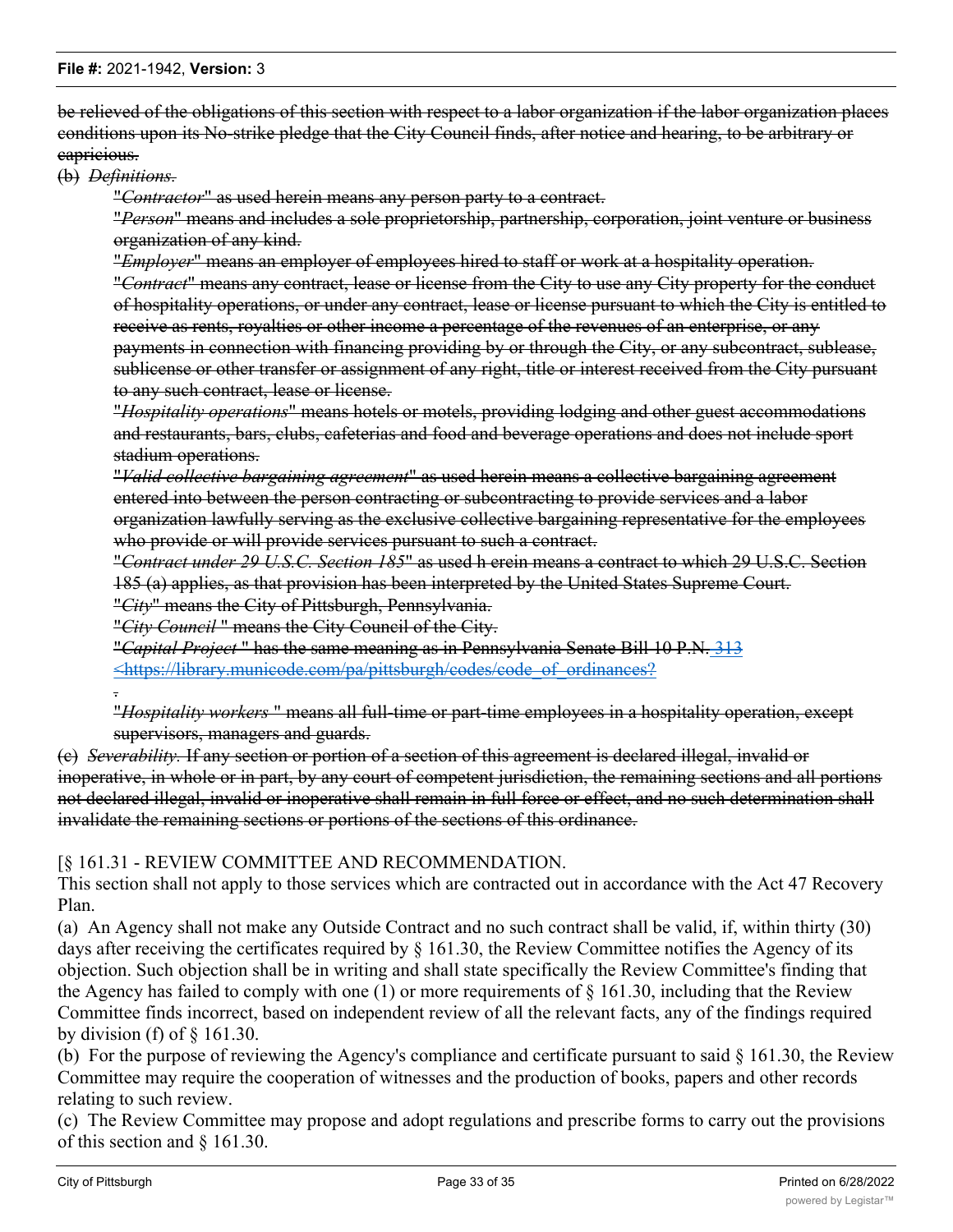~~be relieved of the obligations of this section with respect to a labor organization if the labor organization places conditions upon its No-strike pledge that the City Council finds, after notice and hearing, to be arbitrary or capricious.~~

~~(b) *Definitions.*~~

~~"*Contractor*" as used herein means any person party to a contract.~~

~~"*Person*" means and includes a sole proprietorship, partnership, corporation, joint venture or business organization of any kind.~~

~~"*Employer*" means an employer of employees hired to staff or work at a hospitality operation.~~

~~"*Contract*" means any contract, lease or license from the City to use any City property for the conduct of hospitality operations, or under any contract, lease or license pursuant to which the City is entitled to receive as rents, royalties or other income a percentage of the revenues of an enterprise, or any payments in connection with financing providing by or through the City, or any subcontract, sublease, sublicense or other transfer or assignment of any right, title or interest received from the City pursuant to any such contract, lease or license.~~

~~"*Hospitality operations*" means hotels or motels, providing lodging and other guest accommodations and restaurants, bars, clubs, cafeterias and food and beverage operations and does not include sport stadium operations.~~

~~"*Valid collective bargaining agreement*" as used herein means a collective bargaining agreement entered into between the person contracting or subcontracting to provide services and a labor organization lawfully serving as the exclusive collective bargaining representative for the employees who provide or will provide services pursuant to such a contract.~~

~~"*Contract under 29 U.S.C. Section 185*" as used h erein means a contract to which 29 U.S.C. Section 185 (a) applies, as that provision has been interpreted by the United States Supreme Court.~~

~~"*City*" means the City of Pittsburgh, Pennsylvania.~~

~~"*City Council* " means the City Council of the City.~~

~~"*Capital Project* " has the same meaning as in Pennsylvania Senate Bill 10 P.N. 313 <https://library.municode.com/pa/pittsburgh/codes/code_of_ordinances?~~

~~.~~

~~"*Hospitality workers* " means all full-time or part-time employees in a hospitality operation, except supervisors, managers and guards.~~

~~(c) *Severability.* If any section or portion of a section of this agreement is declared illegal, invalid or inoperative, in whole or in part, by any court of competent jurisdiction, the remaining sections and all portions not declared illegal, invalid or inoperative shall remain in full force or effect, and no such determination shall invalidate the remaining sections or portions of the sections of this ordinance.~~

[§ 161.31 - REVIEW COMMITTEE AND RECOMMENDATION.

This section shall not apply to those services which are contracted out in accordance with the Act 47 Recovery Plan.

(a) An Agency shall not make any Outside Contract and no such contract shall be valid, if, within thirty (30) days after receiving the certificates required by § 161.30, the Review Committee notifies the Agency of its objection. Such objection shall be in writing and shall state specifically the Review Committee's finding that the Agency has failed to comply with one (1) or more requirements of § 161.30, including that the Review Committee finds incorrect, based on independent review of all the relevant facts, any of the findings required by division (f) of § 161.30.

(b) For the purpose of reviewing the Agency's compliance and certificate pursuant to said § 161.30, the Review Committee may require the cooperation of witnesses and the production of books, papers and other records relating to such review.

(c) The Review Committee may propose and adopt regulations and prescribe forms to carry out the provisions of this section and § 161.30.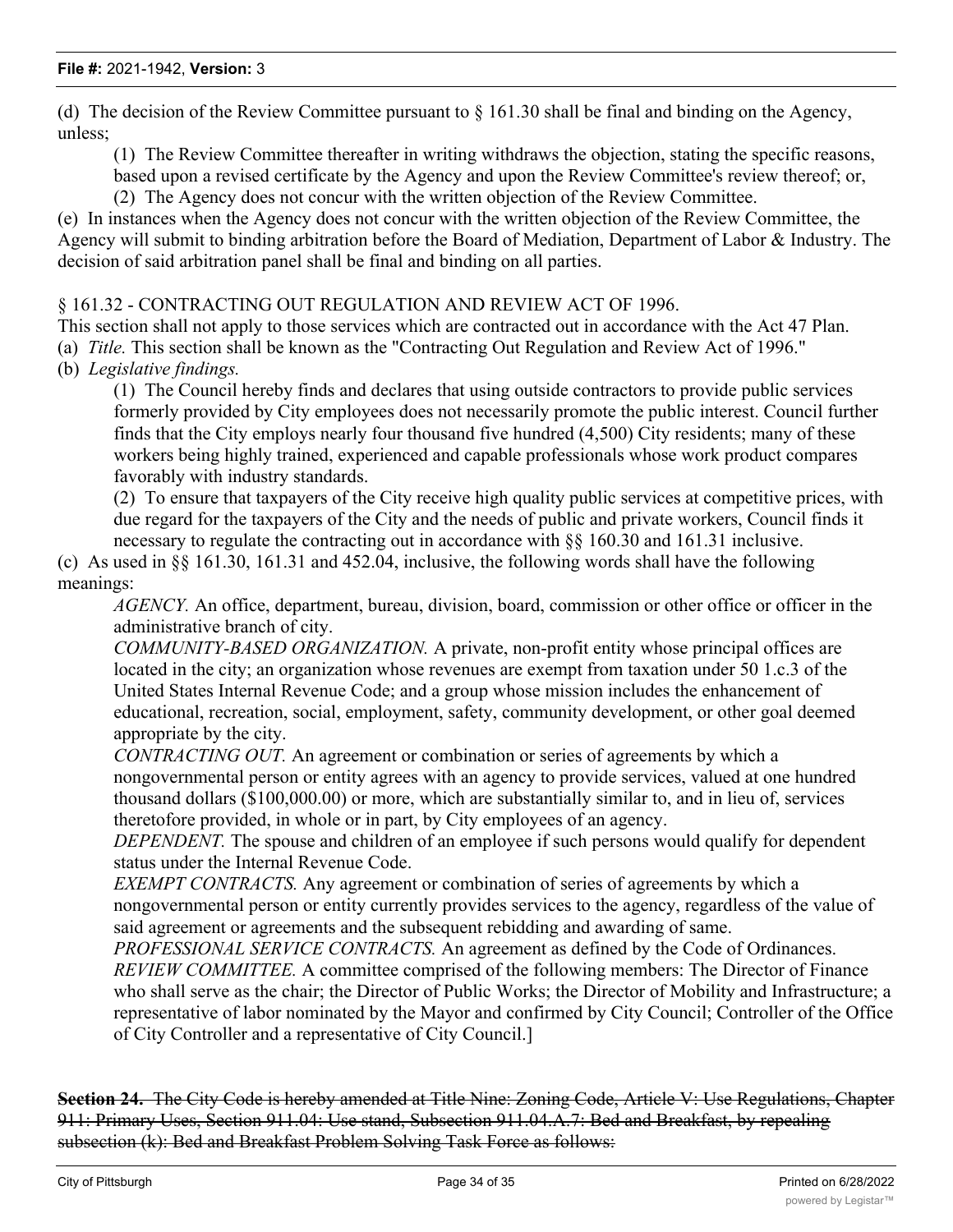(d) The decision of the Review Committee pursuant to § 161.30 shall be final and binding on the Agency, unless;

(1) The Review Committee thereafter in writing withdraws the objection, stating the specific reasons, based upon a revised certificate by the Agency and upon the Review Committee's review thereof; or,

(2) The Agency does not concur with the written objection of the Review Committee.

(e) In instances when the Agency does not concur with the written objection of the Review Committee, the Agency will submit to binding arbitration before the Board of Mediation, Department of Labor & Industry. The decision of said arbitration panel shall be final and binding on all parties.

§ 161.32 - CONTRACTING OUT REGULATION AND REVIEW ACT OF 1996.

This section shall not apply to those services which are contracted out in accordance with the Act 47 Plan.

(a) *Title.* This section shall be known as the "Contracting Out Regulation and Review Act of 1996."

(b) *Legislative findings.*

(1) The Council hereby finds and declares that using outside contractors to provide public services formerly provided by City employees does not necessarily promote the public interest. Council further finds that the City employs nearly four thousand five hundred (4,500) City residents; many of these workers being highly trained, experienced and capable professionals whose work product compares favorably with industry standards.

(2) To ensure that taxpayers of the City receive high quality public services at competitive prices, with due regard for the taxpayers of the City and the needs of public and private workers, Council finds it necessary to regulate the contracting out in accordance with §§ 160.30 and 161.31 inclusive.

(c) As used in §§ 161.30, 161.31 and 452.04, inclusive, the following words shall have the following meanings:

*AGENCY.* An office, department, bureau, division, board, commission or other office or officer in the administrative branch of city.

*COMMUNITY-BASED ORGANIZATION.* A private, non-profit entity whose principal offices are located in the city; an organization whose revenues are exempt from taxation under 50 1.c.3 of the United States Internal Revenue Code; and a group whose mission includes the enhancement of educational, recreation, social, employment, safety, community development, or other goal deemed appropriate by the city.

*CONTRACTING OUT.* An agreement or combination or series of agreements by which a nongovernmental person or entity agrees with an agency to provide services, valued at one hundred thousand dollars ($100,000.00) or more, which are substantially similar to, and in lieu of, services theretofore provided, in whole or in part, by City employees of an agency.

*DEPENDENT.* The spouse and children of an employee if such persons would qualify for dependent status under the Internal Revenue Code.

*EXEMPT CONTRACTS.* Any agreement or combination of series of agreements by which a nongovernmental person or entity currently provides services to the agency, regardless of the value of said agreement or agreements and the subsequent rebidding and awarding of same.

*PROFESSIONAL SERVICE CONTRACTS.* An agreement as defined by the Code of Ordinances.

*REVIEW COMMITTEE.* A committee comprised of the following members: The Director of Finance who shall serve as the chair; the Director of Public Works; the Director of Mobility and Infrastructure; a representative of labor nominated by the Mayor and confirmed by City Council; Controller of the Office of City Controller and a representative of City Council.]

**Section 24.** ~~The City Code is hereby amended at Title Nine: Zoning Code, Article V: Use Regulations, Chapter 911: Primary Uses, Section 911.04: Use stand, Subsection 911.04.A.7: Bed and Breakfast, by repealing subsection (k): Bed and Breakfast Problem Solving Task Force as follows:~~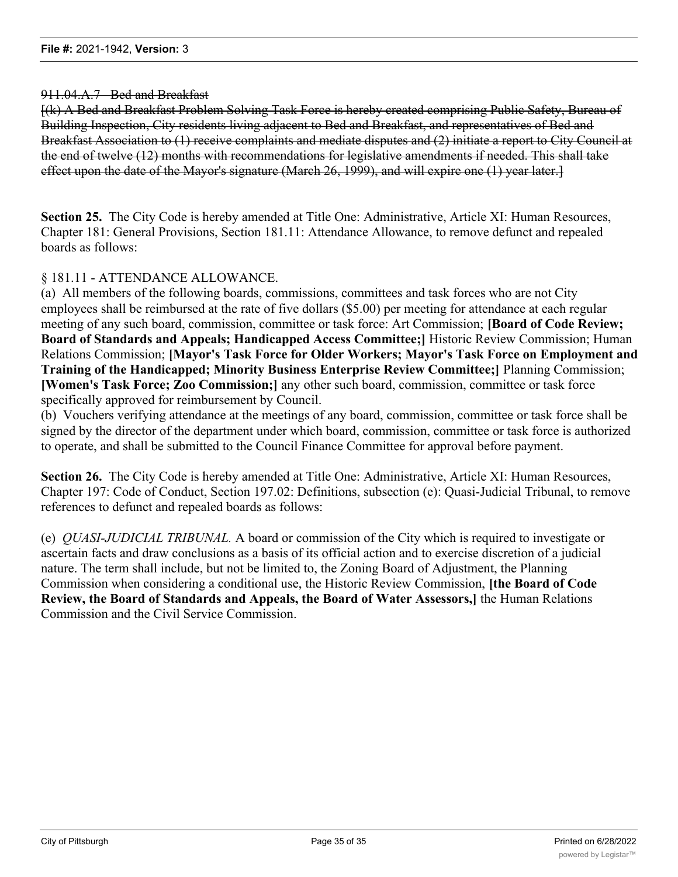~~911.04.A.7 Bed and Breakfast~~

~~[(k) A Bed and Breakfast Problem Solving Task Force is hereby created comprising Public Safety, Bureau of Building Inspection, City residents living adjacent to Bed and Breakfast, and representatives of Bed and Breakfast Association to (1) receive complaints and mediate disputes and (2) initiate a report to City Council at the end of twelve (12) months with recommendations for legislative amendments if needed. This shall take effect upon the date of the Mayor's signature (March 26, 1999), and will expire one (1) year later.]~~

**Section 25.** The City Code is hereby amended at Title One: Administrative, Article XI: Human Resources, Chapter 181: General Provisions, Section 181.11: Attendance Allowance, to remove defunct and repealed boards as follows:

§ 181.11 - ATTENDANCE ALLOWANCE.

(a) All members of the following boards, commissions, committees and task forces who are not City employees shall be reimbursed at the rate of five dollars ($5.00) per meeting for attendance at each regular meeting of any such board, commission, committee or task force: Art Commission; **[Board of Code Review; Board of Standards and Appeals; Handicapped Access Committee;]** Historic Review Commission; Human Relations Commission; **[Mayor's Task Force for Older Workers; Mayor's Task Force on Employment and Training of the Handicapped; Minority Business Enterprise Review Committee;]** Planning Commission; **[Women's Task Force; Zoo Commission;]** any other such board, commission, committee or task force specifically approved for reimbursement by Council.

(b) Vouchers verifying attendance at the meetings of any board, commission, committee or task force shall be signed by the director of the department under which board, commission, committee or task force is authorized to operate, and shall be submitted to the Council Finance Committee for approval before payment.

**Section 26.** The City Code is hereby amended at Title One: Administrative, Article XI: Human Resources, Chapter 197: Code of Conduct, Section 197.02: Definitions, subsection (e): Quasi-Judicial Tribunal, to remove references to defunct and repealed boards as follows:

(e) *QUASI-JUDICIAL TRIBUNAL.* A board or commission of the City which is required to investigate or ascertain facts and draw conclusions as a basis of its official action and to exercise discretion of a judicial nature. The term shall include, but not be limited to, the Zoning Board of Adjustment, the Planning Commission when considering a conditional use, the Historic Review Commission, **[the Board of Code Review, the Board of Standards and Appeals, the Board of Water Assessors,]** the Human Relations Commission and the Civil Service Commission.